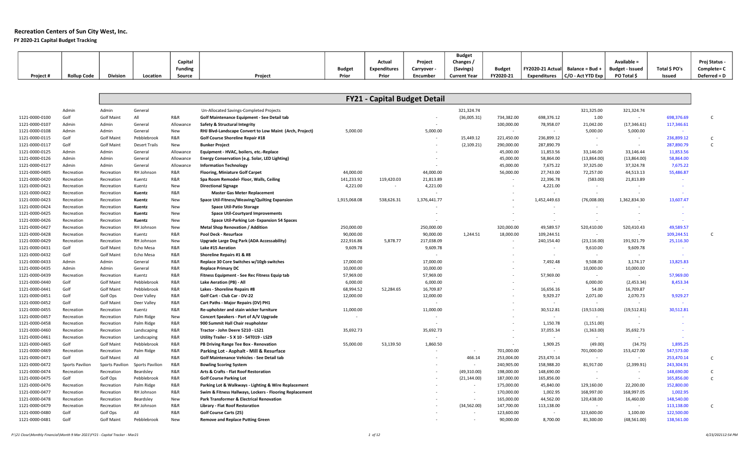# Recreation Centers of Sun City West, Inc.

## FY 2020-21 Capital Budget Tracking

### FY21 - Capital Budget Detail

| Project # | Rollup Code | Division | Location | Capital Funding Source | Project | Budget Prior | Actual Expenditures Prior | Project Carryover - Encumber | Budget Changes / (Savings) Current Year | Budget FY2020-21 | FY2020-21 Actual Expenditures | Balance = Bud + C/O - Act YTD Exp | Available = Budget - Issued PO Total $ | Total $ PO's Issued | Proj Status - Complete= C Deferred = D |
|---|---|---|---|---|---|---|---|---|---|---|---|---|---|---|---|
| | Admin | Admin | General | | Un-Allocated Savings-Completed Projects | | | | 321,324.74 | | | 321,325.00 | 321,324.74 | | |
| 1121-0000-0100 | Golf | Golf Maint | All | R&R | **Golf Maintenance Equipment - See Detail tab** | | | - | (36,005.31) | 734,382.00 | 698,376.12 | 1.00 | - | 698,376.69 | C |
| 1121-0000-0107 | Admin | Admin | General | Allowance | **Safety & Structural Integrity** | | | - | | 100,000.00 | 78,958.07 | 21,042.00 | (17,346.61) | 117,346.61 | |
| 1121-0000-0108 | Admin | Admin | General | New | **RHJ Blvd-Landscape Convert to Low Maint (Arch, Project)** | 5,000.00 | | 5,000.00 | | - | - | 5,000.00 | 5,000.00 | - | |
| 1121-0000-0115 | Golf | Golf Maint | Pebblebrook | R&R | **Golf Course Shoreline Repair #18** | | | - | 15,449.12 | 221,450.00 | 236,899.12 | - | - | 236,899.12 | C |
| 1121-0000-0117 | Golf | Golf Maint | Desert Trails | New | **Bunker Project** | | | - | (2,109.21) | 290,000.00 | 287,890.79 | - | - | 287,890.79 | C |
| 1121-0000-0125 | Admin | Admin | General | Allowance | **Equipment - HVAC, boilers, etc.-Replace** | | | - | | 45,000.00 | 11,853.56 | 33,146.00 | 33,146.44 | 11,853.56 | |
| 1121-0000-0126 | Admin | Admin | General | Allowance | **Energy Conservation (e.g. Solar, LED Lighting)** | | | - | | 45,000.00 | 58,864.00 | (13,864.00) | (13,864.00) | 58,864.00 | |
| 1121-0000-0127 | Admin | Admin | General | Allowance | **Information Technology** | | | - | | 45,000.00 | 7,675.22 | 37,325.00 | 37,324.78 | 7,675.22 | |
| 1121-0000-0405 | Recreation | Recreation | RH Johnson | R&R | **Flooring, Miniature Golf Carpet** | 44,000.00 | | 44,000.00 | | 56,000.00 | 27,743.00 | 72,257.00 | 44,513.13 | 55,486.87 | |
| 1121-0000-0420 | Recreation | Recreation | Kuentz | R&R | **Spa Room Remodel- Floor, Walls, Ceiling** | 141,233.92 | 119,420.03 | 21,813.89 | | - | 22,396.78 | (583.00) | 21,813.89 | - | |
| 1121-0000-0421 | Recreation | Recreation | Kuentz | New | **Directional Signage** | 4,221.00 | - | 4,221.00 | | - | 4,221.00 | - | - | - | |
| 1121-0000-0422 | Recreation | Recreation | **Kuentz** | R&R | **Master Gas Meter Replacement** | | | - | | - | - | - | - | - | |
| 1121-0000-0423 | Recreation | Recreation | **Kuentz** | New | **Space Util-Fitness/Weaving/Quilting Expansion** | 1,915,068.08 | 538,626.31 | 1,376,441.77 | | - | 1,452,449.63 | (76,008.00) | 1,362,834.30 | 13,607.47 | |
| 1121-0000-0424 | Recreation | Recreation | **Kuentz** | New | **Space Util-Patio Storage** | | | - | | - | - | - | - | - | |
| 1121-0000-0425 | Recreation | Recreation | **Kuentz** | New | **Space Util-Courtyard Improvements** | | | - | | - | - | - | - | - | |
| 1121-0000-0426 | Recreation | Recreation | **Kuentz** | New | **Space Util-Parking Lot- Expansion 54 Spaces** | | | - | | - | - | - | - | - | |
| 1121-0000-0427 | Recreation | Recreation | RH Johnson | New | **Metal Shop Renovation / Addition** | 250,000.00 | | 250,000.00 | | 320,000.00 | 49,589.57 | 520,410.00 | 520,410.43 | 49,589.57 | |
| 1121-0000-0428 | Recreation | Recreation | Kuentz | R&R | **Pool Deck - Resurface** | 90,000.00 | | 90,000.00 | 1,244.51 | 18,000.00 | 109,244.51 | - | - | 109,244.51 | C |
| 1121-0000-0429 | Recreation | Recreation | RH Johnson | New | **Upgrade Large Dog Park (ADA Accessability)** | 222,916.86 | 5,878.77 | 217,038.09 | | - | 240,154.40 | (23,116.00) | 191,921.79 | 25,116.30 | |
| 1121-0000-0431 | Golf | Golf Maint | Echo Mesa | R&R | **Lake #15 Aeration** | 9,609.78 | | 9,609.78 | | - | - | 9,610.00 | 9,609.78 | - | |
| 1121-0000-0432 | Golf | Golf Maint | Echo Mesa | R&R | **Shoreline Repairs #1 & #8** | | | - | | - | - | - | - | - | |
| 1121-0000-0433 | Admin | Admin | General | R&R | **Replace 30 Core Switches w/10gb switches** | 17,000.00 | | 17,000.00 | | - | 7,492.48 | 9,508.00 | 3,174.17 | 13,825.83 | |
| 1121-0000-0435 | Admin | Admin | General | R&R | **Replace Primary DC** | 10,000.00 | | 10,000.00 | | - | - | 10,000.00 | 10,000.00 | - | |
| 1121-0000-0439 | Recreation | Recreation | Kuentz | R&R | **Fitness Equipment - See Rec Fitness Equip tab** | 57,969.00 | | 57,969.00 | | - | 57,969.00 | - | - | 57,969.00 | |
| 1121-0000-0440 | Golf | Golf Maint | Pebblebrook | R&R | **Lake Aeration (PB) - All** | 6,000.00 | | 6,000.00 | | - | - | 6,000.00 | (2,453.34) | 8,453.34 | |
| 1121-0000-0441 | Golf | Golf Maint | Pebblebrook | R&R | **Lakes - Shoreline Repairs #8** | 68,994.52 | 52,284.65 | 16,709.87 | | - | 16,656.16 | 54.00 | 16,709.87 | - | |
| 1121-0000-0451 | Golf | Golf Ops | Deer Valley | R&R | **Golf Cart - Club Car - DV-22** | 12,000.00 | | 12,000.00 | | - | 9,929.27 | 2,071.00 | 2,070.73 | 9,929.27 | |
| 1121-0000-0452 | Golf | Golf Maint | Deer Valley | R&R | **Cart Paths - Major Repairs (DV) PH1** | | | - | | - | - | - | - | - | |
| 1121-0000-0455 | Recreation | Recreation | Kuentz | R&R | **Re-upholster and stain wicker furniture** | 11,000.00 | | 11,000.00 | | - | 30,512.81 | (19,513.00) | (19,512.81) | 30,512.81 | |
| 1121-0000-0457 | Recreation | Recreation | Palm Ridge | New | **Concert Speakers - Part of A/V Upgrade** | - | | - | | - | - | - | - | - | |
| 1121-0000-0458 | Recreation | Recreation | Palm Ridge | R&R | **900 Summit Hall Chair reupholster** | | | - | | - | 1,150.78 | (1,151.00) | - | - | |
| 1121-0000-0460 | Recreation | Recreation | Landscaping | R&R | **Tractor - John Deere 5210 - LS21** | 35,692.73 | | 35,692.73 | | - | 37,055.34 | (1,363.00) | 35,692.73 | - | |
| 1121-0000-0461 | Recreation | Recreation | Landscaping | R&R | **Utility Trailer - 5 X 10 - 54T019 - LS29** | | | - | | - | - | - | - | - | |
| 1121-0000-0465 | Golf | Golf Maint | Pebblebrook | R&R | **PB Driving Range Tee Box - Renovation** | 55,000.00 | 53,139.50 | 1,860.50 | | - | 1,909.25 | (49.00) | (34.75) | 1,895.25 | |
| 1121-0000-0469 | Recreation | Recreation | Palm Ridge | R&R | **Parking Lot - Asphalt - Mill & Resurface** | | | - | - | 701,000.00 | - | 701,000.00 | 153,427.00 | 547,573.00 | |
| 1121-0000-0471 | Golf | Golf Maint | All | R&R | **Golf Maintenance Vehicles - See Detail tab** | | | - | 466.14 | 253,004.00 | 253,470.14 | - | - | 253,470.14 | C |
| 1121-0000-0472 | Sports Pavilion | Sports Pavilion | Sports Pavilion | R&R | **Bowling Scoring System** | | | - | - | 240,905.00 | 158,988.20 | 81,917.00 | (2,399.91) | 243,304.91 | |
| 1121-0000-0474 | Recreation | Recreation | Beardsley | R&R | **Arts & Crafts - Flat Roof Restoration** | | | - | (49,310.00) | 198,000.00 | 148,690.00 | - | - | 148,690.00 | C |
| 1121-0000-0475 | Golf | Golf Ops | Pebblebrook | R&R | **Golf Course Parking Lot** | | | - | (21,144.00) | 187,000.00 | 165,856.00 | - | - | 165,856.00 | C |
| 1121-0000-0476 | Recreation | Recreation | Palm Ridge | R&R | **Parking Lot & Walkways - Lighting & Wire Replacement** | | | - | - | 175,000.00 | 45,840.00 | 129,160.00 | 22,200.00 | 152,800.00 | |
| 1121-0000-0477 | Recreation | Recreation | RH Johnson | R&R | **Swim & Fitness Hallways, Lockers - Flooring Replacement** | | | - | - | 170,000.00 | 1,002.95 | 168,997.00 | 168,997.05 | 1,002.95 | |
| 1121-0000-0478 | Recreation | Recreation | Beardsley | New | **Park Transformer & Electrical Renovation** | | | - | - | 165,000.00 | 44,562.00 | 120,438.00 | 16,460.00 | 148,540.00 | |
| 1121-0000-0479 | Recreation | Recreation | RH Johnson | R&R | **Library - Flat Roof Restoration** | | | - | (34,562.00) | 147,700.00 | 113,138.00 | - | - | 113,138.00 | C |
| 1121-0000-0480 | Golf | Golf Ops | All | R&R | **Golf Course Carts (25)** | | | - | - | 123,600.00 | - | 123,600.00 | 1,100.00 | 122,500.00 | |
| 1121-0000-0481 | Golf | Golf Maint | Pebblebrook | New | **Remove and Replace Putting Green** | | | - | - | 90,000.00 | 8,700.00 | 81,300.00 | (48,561.00) | 138,561.00 | |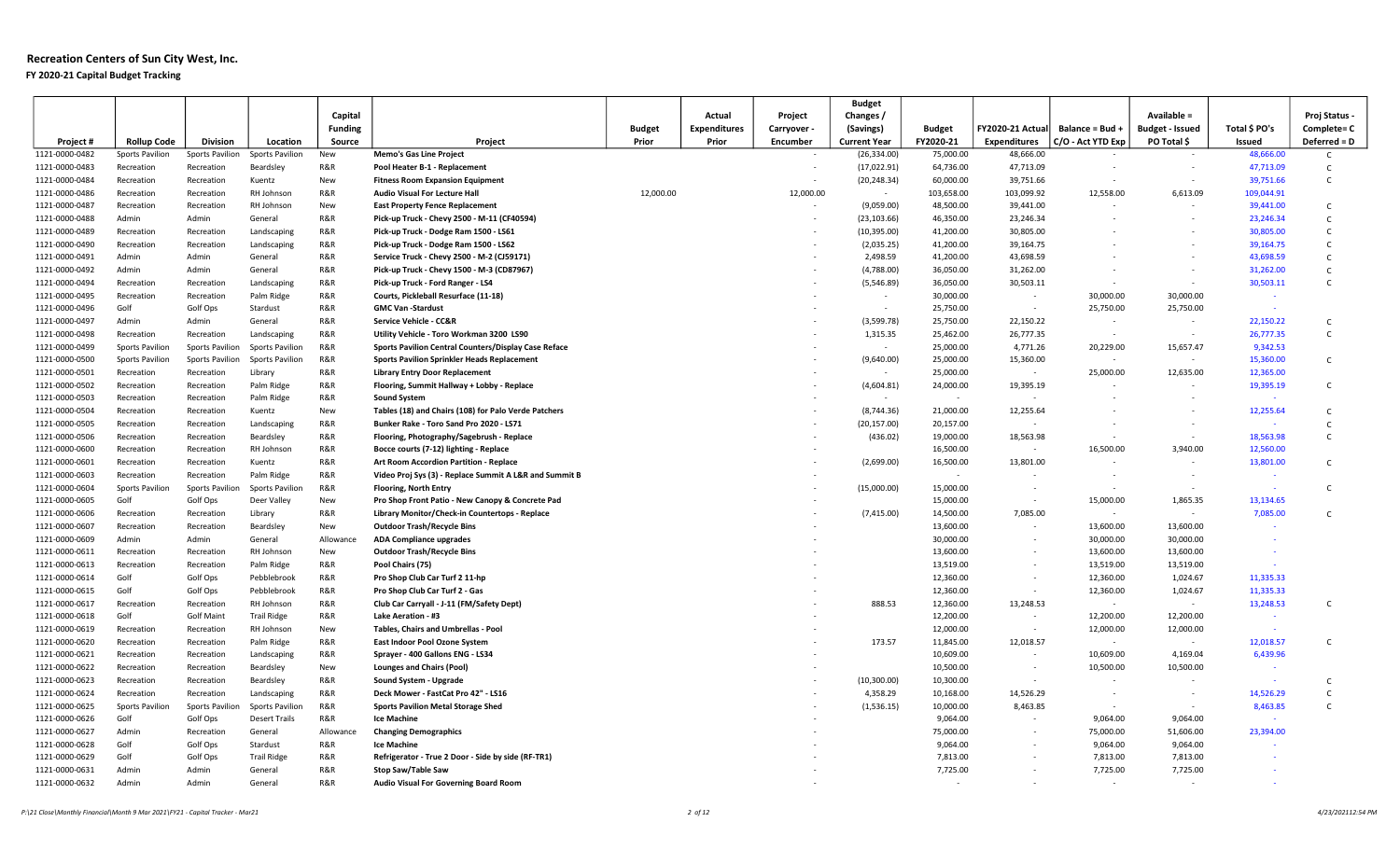# Recreation Centers of Sun City West, Inc.

**FY 2020-21 Capital Budget Tracking**

| Project # | Rollup Code | Division | Location | Capital Funding Source | Project | Budget Prior | Actual Expenditures Prior | Project Carryover - Encumber | Budget Changes / (Savings) Current Year | Budget FY2020-21 | FY2020-21 Actual Expenditures | Balance = Bud + C/O - Act YTD Exp | Available = Budget - Issued PO Total $ | Total $ PO's Issued | Proj Status - Complete= C Deferred = D |
|---|---|---|---|---|---|---|---|---|---|---|---|---|---|---|---|
| 1121-0000-0482 | Sports Pavilion | Sports Pavilion | Sports Pavilion | New | **Memo's Gas Line Project** | | | - | (26,334.00) | 75,000.00 | 48,666.00 | - | - | 48,666.00 | C |
| 1121-0000-0483 | Recreation | Recreation | Beardsley | R&R | **Pool Heater B-1 - Replacement** | | | - | (17,022.91) | 64,736.00 | 47,713.09 | - | - | 47,713.09 | C |
| 1121-0000-0484 | Recreation | Recreation | Kuentz | New | **Fitness Room Expansion Equipment** | | | - | (20,248.34) | 60,000.00 | 39,751.66 | - | - | 39,751.66 | C |
| 1121-0000-0486 | Recreation | Recreation | RH Johnson | R&R | **Audio Visual For Lecture Hall** | 12,000.00 | | 12,000.00 | - | 103,658.00 | 103,099.92 | 12,558.00 | 6,613.09 | 109,044.91 | |
| 1121-0000-0487 | Recreation | Recreation | RH Johnson | New | **East Property Fence Replacement** | | | - | (9,059.00) | 48,500.00 | 39,441.00 | - | - | 39,441.00 | C |
| 1121-0000-0488 | Admin | Admin | General | R&R | **Pick-up Truck - Chevy 2500 - M-11 (CF40594)** | | | - | (23,103.66) | 46,350.00 | 23,246.34 | - | - | 23,246.34 | C |
| 1121-0000-0489 | Recreation | Recreation | Landscaping | R&R | **Pick-up Truck - Dodge Ram 1500 - LS61** | | | - | (10,395.00) | 41,200.00 | 30,805.00 | - | - | 30,805.00 | C |
| 1121-0000-0490 | Recreation | Recreation | Landscaping | R&R | **Pick-up Truck - Dodge Ram 1500 - LS62** | | | - | (2,035.25) | 41,200.00 | 39,164.75 | - | - | 39,164.75 | C |
| 1121-0000-0491 | Admin | Admin | General | R&R | **Service Truck - Chevy 2500 - M-2 (CJ59171)** | | | - | 2,498.59 | 41,200.00 | 43,698.59 | - | - | 43,698.59 | C |
| 1121-0000-0492 | Admin | Admin | General | R&R | **Pick-up Truck - Chevy 1500 - M-3 (CD87967)** | | | - | (4,788.00) | 36,050.00 | 31,262.00 | - | - | 31,262.00 | C |
| 1121-0000-0494 | Recreation | Recreation | Landscaping | R&R | **Pick-up Truck - Ford Ranger - LS4** | | | - | (5,546.89) | 36,050.00 | 30,503.11 | - | - | 30,503.11 | C |
| 1121-0000-0495 | Recreation | Recreation | Palm Ridge | R&R | **Courts, Pickleball Resurface (11-18)** | | | - | - | 30,000.00 | - | 30,000.00 | 30,000.00 | - | |
| 1121-0000-0496 | Golf | Golf Ops | Stardust | R&R | **GMC Van -Stardust** | | | - | - | 25,750.00 | - | 25,750.00 | 25,750.00 | - | |
| 1121-0000-0497 | Admin | Admin | General | R&R | **Service Vehicle - CC&R** | | | - | (3,599.78) | 25,750.00 | 22,150.22 | - | - | 22,150.22 | C |
| 1121-0000-0498 | Recreation | Recreation | Landscaping | R&R | **Utility Vehicle - Toro Workman 3200 LS90** | | | - | 1,315.35 | 25,462.00 | 26,777.35 | - | - | 26,777.35 | C |
| 1121-0000-0499 | Sports Pavilion | Sports Pavilion | Sports Pavilion | R&R | **Sports Pavilion Central Counters/Display Case Reface** | | | - | - | 25,000.00 | 4,771.26 | 20,229.00 | 15,657.47 | 9,342.53 | |
| 1121-0000-0500 | Sports Pavilion | Sports Pavilion | Sports Pavilion | R&R | **Sports Pavilion Sprinkler Heads Replacement** | | | - | (9,640.00) | 25,000.00 | 15,360.00 | - | - | 15,360.00 | C |
| 1121-0000-0501 | Recreation | Recreation | Library | R&R | **Library Entry Door Replacement** | | | - | - | 25,000.00 | - | 25,000.00 | 12,635.00 | 12,365.00 | |
| 1121-0000-0502 | Recreation | Recreation | Palm Ridge | R&R | **Flooring, Summit Hallway + Lobby - Replace** | | | - | (4,604.81) | 24,000.00 | 19,395.19 | - | - | 19,395.19 | C |
| 1121-0000-0503 | Recreation | Recreation | Palm Ridge | R&R | **Sound System** | | | - | - | - | - | - | - | - | |
| 1121-0000-0504 | Recreation | Recreation | Kuentz | New | **Tables (18) and Chairs (108) for Palo Verde Patchers** | | | - | (8,744.36) | 21,000.00 | 12,255.64 | - | - | 12,255.64 | C |
| 1121-0000-0505 | Recreation | Recreation | Landscaping | R&R | **Bunker Rake - Toro Sand Pro 2020 - LS71** | | | - | (20,157.00) | 20,157.00 | - | - | - | - | C |
| 1121-0000-0506 | Recreation | Recreation | Beardsley | R&R | **Flooring, Photography/Sagebrush - Replace** | | | - | (436.02) | 19,000.00 | 18,563.98 | - | - | 18,563.98 | C |
| 1121-0000-0600 | Recreation | Recreation | RH Johnson | R&R | **Bocce courts (7-12) lighting - Replace** | | | - | - | 16,500.00 | - | 16,500.00 | 3,940.00 | 12,560.00 | |
| 1121-0000-0601 | Recreation | Recreation | Kuentz | R&R | **Art Room Accordion Partition - Replace** | | | - | (2,699.00) | 16,500.00 | 13,801.00 | - | - | 13,801.00 | C |
| 1121-0000-0603 | Recreation | Recreation | Palm Ridge | R&R | **Video Proj Sys (3) - Replace Summit A L&R and Summit B** | | | - | | - | - | - | - | - | |
| 1121-0000-0604 | Sports Pavilion | Sports Pavilion | Sports Pavilion | R&R | **Flooring, North Entry** | | | - | (15,000.00) | 15,000.00 | - | - | - | - | C |
| 1121-0000-0605 | Golf | Golf Ops | Deer Valley | New | **Pro Shop Front Patio - New Canopy & Concrete Pad** | | | - | | 15,000.00 | - | 15,000.00 | 1,865.35 | 13,134.65 | |
| 1121-0000-0606 | Recreation | Recreation | Library | R&R | **Library Monitor/Check-in Countertops - Replace** | | | - | (7,415.00) | 14,500.00 | 7,085.00 | - | - | 7,085.00 | C |
| 1121-0000-0607 | Recreation | Recreation | Beardsley | New | **Outdoor Trash/Recycle Bins** | | | - | | 13,600.00 | - | 13,600.00 | 13,600.00 | - | |
| 1121-0000-0609 | Admin | Admin | General | Allowance | **ADA Compliance upgrades** | | | - | | 30,000.00 | - | 30,000.00 | 30,000.00 | - | |
| 1121-0000-0611 | Recreation | Recreation | RH Johnson | New | **Outdoor Trash/Recycle Bins** | | | - | | 13,600.00 | - | 13,600.00 | 13,600.00 | - | |
| 1121-0000-0613 | Recreation | Recreation | Palm Ridge | R&R | **Pool Chairs (75)** | | | - | | 13,519.00 | - | 13,519.00 | 13,519.00 | - | |
| 1121-0000-0614 | Golf | Golf Ops | Pebblebrook | R&R | **Pro Shop Club Car Turf 2 11-hp** | | | - | | 12,360.00 | - | 12,360.00 | 1,024.67 | 11,335.33 | |
| 1121-0000-0615 | Golf | Golf Ops | Pebblebrook | R&R | **Pro Shop Club Car Turf 2 - Gas** | | | - | | 12,360.00 | - | 12,360.00 | 1,024.67 | 11,335.33 | |
| 1121-0000-0617 | Recreation | Recreation | RH Johnson | R&R | **Club Car Carryall - J-11 (FM/Safety Dept)** | | | - | 888.53 | 12,360.00 | 13,248.53 | - | - | 13,248.53 | C |
| 1121-0000-0618 | Golf | Golf Maint | Trail Ridge | R&R | **Lake Aeration - #3** | | | - | | 12,200.00 | - | 12,200.00 | 12,200.00 | - | |
| 1121-0000-0619 | Recreation | Recreation | RH Johnson | New | **Tables, Chairs and Umbrellas - Pool** | | | - | | 12,000.00 | - | 12,000.00 | 12,000.00 | - | |
| 1121-0000-0620 | Recreation | Recreation | Palm Ridge | R&R | **East Indoor Pool Ozone System** | | | - | 173.57 | 11,845.00 | 12,018.57 | - | - | 12,018.57 | C |
| 1121-0000-0621 | Recreation | Recreation | Landscaping | R&R | **Sprayer - 400 Gallons ENG - LS34** | | | - | | 10,609.00 | - | 10,609.00 | 4,169.04 | 6,439.96 | |
| 1121-0000-0622 | Recreation | Recreation | Beardsley | New | **Lounges and Chairs (Pool)** | | | - | | 10,500.00 | - | 10,500.00 | 10,500.00 | - | |
| 1121-0000-0623 | Recreation | Recreation | Beardsley | R&R | **Sound System - Upgrade** | | | - | (10,300.00) | 10,300.00 | - | - | - | - | C |
| 1121-0000-0624 | Recreation | Recreation | Landscaping | R&R | **Deck Mower - FastCat Pro 42" - LS16** | | | - | 4,358.29 | 10,168.00 | 14,526.29 | - | - | 14,526.29 | C |
| 1121-0000-0625 | Sports Pavilion | Sports Pavilion | Sports Pavilion | R&R | **Sports Pavilion Metal Storage Shed** | | | - | (1,536.15) | 10,000.00 | 8,463.85 | - | - | 8,463.85 | C |
| 1121-0000-0626 | Golf | Golf Ops | Desert Trails | R&R | **Ice Machine** | | | - | | 9,064.00 | - | 9,064.00 | 9,064.00 | - | |
| 1121-0000-0627 | Admin | Recreation | General | Allowance | **Changing Demographics** | | | - | | 75,000.00 | - | 75,000.00 | 51,606.00 | 23,394.00 | |
| 1121-0000-0628 | Golf | Golf Ops | Stardust | R&R | **Ice Machine** | | | - | | 9,064.00 | - | 9,064.00 | 9,064.00 | - | |
| 1121-0000-0629 | Golf | Golf Ops | Trail Ridge | R&R | **Refrigerator - True 2 Door - Side by side (RF-TR1)** | | | - | | 7,813.00 | - | 7,813.00 | 7,813.00 | - | |
| 1121-0000-0631 | Admin | Admin | General | R&R | **Stop Saw/Table Saw** | | | - | | 7,725.00 | - | 7,725.00 | 7,725.00 | - | |
| 1121-0000-0632 | Admin | Admin | General | R&R | **Audio Visual For Governing Board Room** | | | - | | - | - | - | - | - | |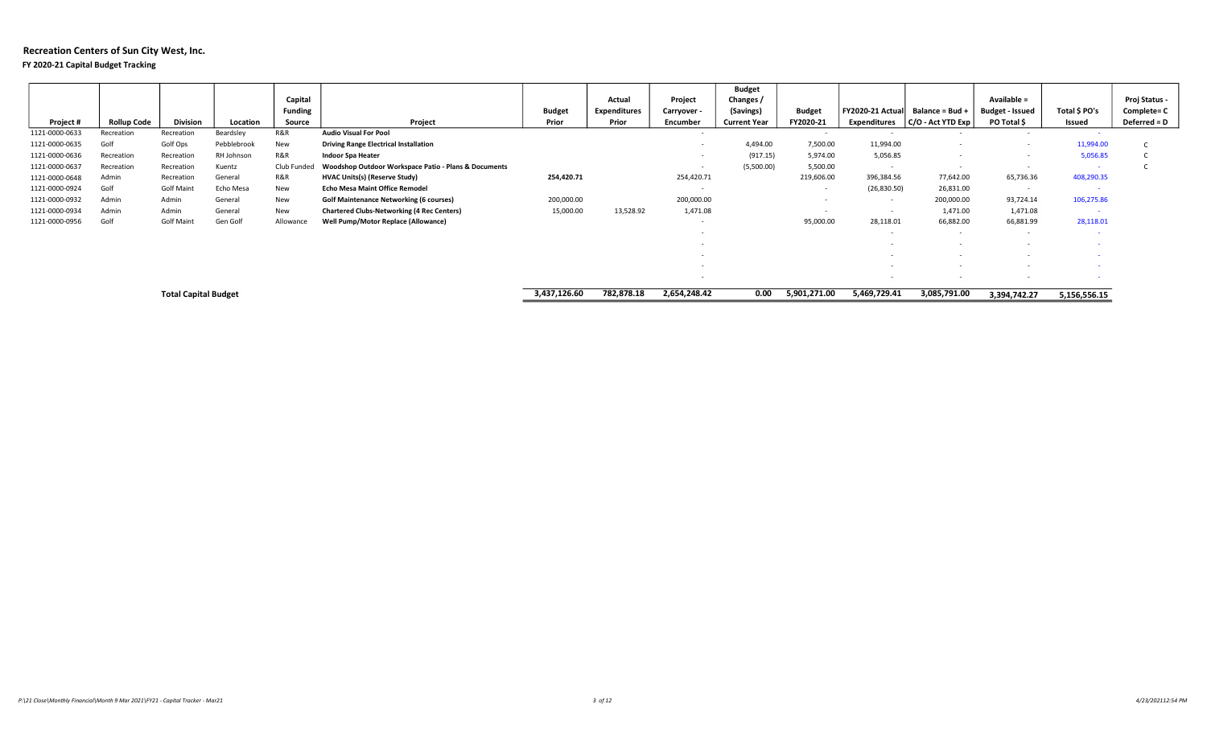# Recreation Centers of Sun City West, Inc.

**FY 2020-21 Capital Budget Tracking**

| Project # | Rollup Code | Division | Location | Capital Funding Source | Project | Budget Prior | Actual Expenditures Prior | Project Carryover - Encumber | Budget Changes / (Savings) Current Year | Budget FY2020-21 | FY2020-21 Actual Expenditures | Balance = Bud + C/O - Act YTD Exp | Available = Budget - Issued PO Total $ | Total $ PO's Issued | Proj Status - Complete= C Deferred = D |
|---|---|---|---|---|---|---|---|---|---|---|---|---|---|---|---|
| 1121-0000-0633 | Recreation | Recreation | Beardsley | R&R | **Audio Visual For Pool** | | | - | | - | - | - | - | - | |
| 1121-0000-0635 | Golf | Golf Ops | Pebblebrook | New | **Driving Range Electrical Installation** | | | - | 4,494.00 | 7,500.00 | 11,994.00 | - | - | 11,994.00 | C |
| 1121-0000-0636 | Recreation | Recreation | RH Johnson | R&R | **Indoor Spa Heater** | | | - | (917.15) | 5,974.00 | 5,056.85 | - | - | 5,056.85 | C |
| 1121-0000-0637 | Recreation | Recreation | Kuentz | Club Funded | **Woodshop Outdoor Workspace Patio - Plans & Documents** | | | - | (5,500.00) | 5,500.00 | - | - | - | - | C |
| 1121-0000-0648 | Admin | Recreation | General | R&R | **HVAC Units(s) (Reserve Study)** | 254,420.71 | | 254,420.71 | | 219,606.00 | 396,384.56 | 77,642.00 | 65,736.36 | 408,290.35 | |
| 1121-0000-0924 | Golf | Golf Maint | Echo Mesa | New | **Echo Mesa Maint Office Remodel** | | | - | | - | (26,830.50) | 26,831.00 | - | - | |
| 1121-0000-0932 | Admin | Admin | General | New | **Golf Maintenance Networking (6 courses)** | 200,000.00 | | 200,000.00 | | - | - | 200,000.00 | 93,724.14 | 106,275.86 | |
| 1121-0000-0934 | Admin | Admin | General | New | **Chartered Clubs-Networking (4 Rec Centers)** | 15,000.00 | 13,528.92 | 1,471.08 | | - | - | 1,471.00 | 1,471.08 | - | |
| 1121-0000-0956 | Golf | Golf Maint | Gen Golf | Allowance | **Well Pump/Motor Replace (Allowance)** | | | - | | 95,000.00 | 28,118.01 | 66,882.00 | 66,881.99 | 28,118.01 | |
| | | | | | | | | - | | | - | - | - | - | |
| | | | | | | | | - | | | - | - | - | - | |
| | | | | | | | | - | | | - | - | - | - | |
| | | | | | | | | - | | | - | - | - | - | |
| | | | | | | | | - | | | - | - | - | - | |
| | | **Total Capital Budget** | | | | **3,437,126.60** | **782,878.18** | **2,654,248.42** | **0.00** | **5,901,271.00** | **5,469,729.41** | **3,085,791.00** | **3,394,742.27** | **5,156,556.15** | |

*P:\21 Close\Monthly Financial\Month 9 Mar 2021\FY21 - Capital Tracker - Mar21* 4/23/202112:54 PM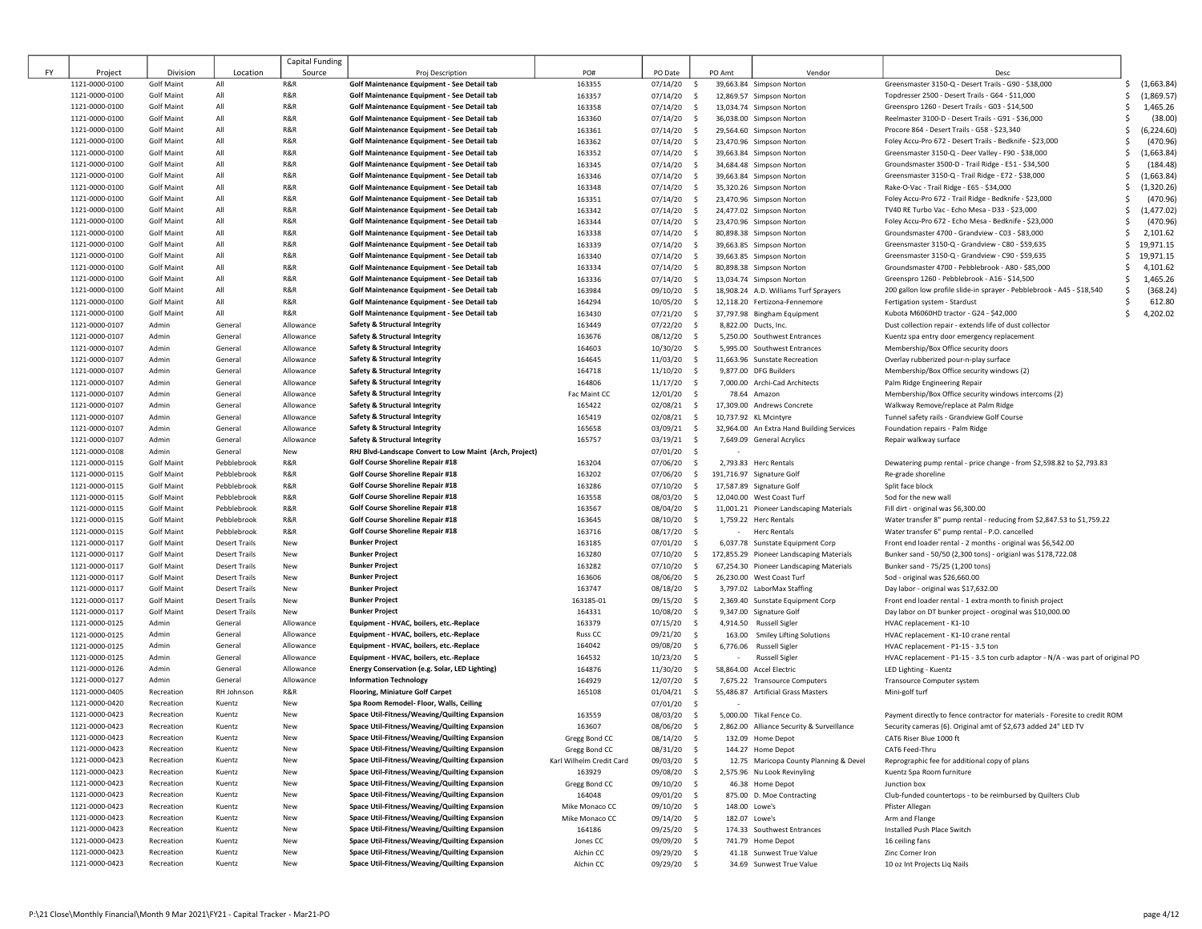| FY | Project | Division | Location | Capital Funding Source | Proj Description | PO# | PO Date | PO Amt | Vendor | Desc | |
|---|---|---|---|---|---|---|---|---|---|---|---|
| | 1121-0000-0100 | Golf Maint | All | R&R | Golf Maintenance Equipment - See Detail tab | 163355 | 07/14/20 | $ 39,663.84 | Simpson Norton | Greensmaster 3150-Q - Desert Trails - G90 - $38,000 | $ (1,663.84) |
| | 1121-0000-0100 | Golf Maint | All | R&R | Golf Maintenance Equipment - See Detail tab | 163357 | 07/14/20 | $ 12,869.57 | Simpson Norton | Topdresser 2500 - Desert Trails - G64 - $11,000 | $ (1,869.57) |
| | 1121-0000-0100 | Golf Maint | All | R&R | Golf Maintenance Equipment - See Detail tab | 163358 | 07/14/20 | $ 13,034.74 | Simpson Norton | Greenspro 1260 - Desert Trails - G03 - $14,500 | $ 1,465.26 |
| | 1121-0000-0100 | Golf Maint | All | R&R | Golf Maintenance Equipment - See Detail tab | 163360 | 07/14/20 | $ 36,038.00 | Simpson Norton | Reelmaster 3100-D - Desert Trails - G91 - $36,000 | $ (38.00) |
| | 1121-0000-0100 | Golf Maint | All | R&R | Golf Maintenance Equipment - See Detail tab | 163361 | 07/14/20 | $ 29,564.60 | Simpson Norton | Procore 864 - Desert Trails - G58 - $23,340 | $ (6,224.60) |
| | 1121-0000-0100 | Golf Maint | All | R&R | Golf Maintenance Equipment - See Detail tab | 163362 | 07/14/20 | $ 23,470.96 | Simpson Norton | Foley Accu-Pro 672 - Desert Trails - Bedknife - $23,000 | $ (470.96) |
| | 1121-0000-0100 | Golf Maint | All | R&R | Golf Maintenance Equipment - See Detail tab | 163352 | 07/14/20 | $ 39,663.84 | Simpson Norton | Greensmaster 3150-Q - Deer Valley - F90 - $38,000 | $ (1,663.84) |
| | 1121-0000-0100 | Golf Maint | All | R&R | Golf Maintenance Equipment - See Detail tab | 163345 | 07/14/20 | $ 34,684.48 | Simpson Norton | Groundsmaster 3500-D - Trail Ridge - E51 - $34,500 | $ (184.48) |
| | 1121-0000-0100 | Golf Maint | All | R&R | Golf Maintenance Equipment - See Detail tab | 163346 | 07/14/20 | $ 39,663.84 | Simpson Norton | Greensmaster 3150-Q - Trail Ridge - E72 - $38,000 | $ (1,663.84) |
| | 1121-0000-0100 | Golf Maint | All | R&R | Golf Maintenance Equipment - See Detail tab | 163348 | 07/14/20 | $ 35,320.26 | Simpson Norton | Rake-O-Vac - Trail Ridge - E65 - $34,000 | $ (1,320.26) |
| | 1121-0000-0100 | Golf Maint | All | R&R | Golf Maintenance Equipment - See Detail tab | 163351 | 07/14/20 | $ 23,470.96 | Simpson Norton | Foley Accu-Pro 672 - Trail Ridge - Bedknife - $23,000 | $ (470.96) |
| | 1121-0000-0100 | Golf Maint | All | R&R | Golf Maintenance Equipment - See Detail tab | 163342 | 07/14/20 | $ 24,477.02 | Simpson Norton | TV40 RE Turbo Vac - Echo Mesa - D33 - $23,000 | $ (1,477.02) |
| | 1121-0000-0100 | Golf Maint | All | R&R | Golf Maintenance Equipment - See Detail tab | 163344 | 07/14/20 | $ 23,470.96 | Simpson Norton | Foley Accu-Pro 672 - Echo Mesa - Bedknife - $23,000 | $ (470.96) |
| | 1121-0000-0100 | Golf Maint | All | R&R | Golf Maintenance Equipment - See Detail tab | 163338 | 07/14/20 | $ 80,898.38 | Simpson Norton | Groundsmaster 4700 - Grandview - C03 - $83,000 | $ 2,101.62 |
| | 1121-0000-0100 | Golf Maint | All | R&R | Golf Maintenance Equipment - See Detail tab | 163339 | 07/14/20 | $ 39,663.85 | Simpson Norton | Greensmaster 3150-Q - Grandview - C80 - $59,635 | $ 19,971.15 |
| | 1121-0000-0100 | Golf Maint | All | R&R | Golf Maintenance Equipment - See Detail tab | 163340 | 07/14/20 | $ 39,663.85 | Simpson Norton | Greensmaster 3150-Q - Grandview - C90 - $59,635 | $ 19,971.15 |
| | 1121-0000-0100 | Golf Maint | All | R&R | Golf Maintenance Equipment - See Detail tab | 163334 | 07/14/20 | $ 80,898.38 | Simpson Norton | Groundsmaster 4700 - Pebblebrook - A80 - $85,000 | $ 4,101.62 |
| | 1121-0000-0100 | Golf Maint | All | R&R | Golf Maintenance Equipment - See Detail tab | 163336 | 07/14/20 | $ 13,034.74 | Simpson Norton | Greenspro 1260 - Pebblebrook - A16 - $14,500 | $ 1,465.26 |
| | 1121-0000-0100 | Golf Maint | All | R&R | Golf Maintenance Equipment - See Detail tab | 163984 | 09/10/20 | $ 18,908.24 | A.D. Williams Turf Sprayers | 200 gallon low profile slide-in sprayer - Pebblebrook - A45 - $18,540 | $ (368.24) |
| | 1121-0000-0100 | Golf Maint | All | R&R | Golf Maintenance Equipment - See Detail tab | 164294 | 10/05/20 | $ 12,118.20 | Fertizona-Fennemore | Fertigation system - Stardust | $ 612.80 |
| | 1121-0000-0100 | Golf Maint | All | R&R | Golf Maintenance Equipment - See Detail tab | 163430 | 07/21/20 | $ 37,797.98 | Bingham Equipment | Kubota M6060HD tractor - G24 - $42,000 | $ 4,202.02 |
| | 1121-0000-0107 | Admin | General | Allowance | Safety & Structural Integrity | 163449 | 07/22/20 | $ 8,822.00 | Ducts, Inc. | Dust collection repair - extends life of dust collector | |
| | 1121-0000-0107 | Admin | General | Allowance | Safety & Structural Integrity | 163676 | 08/12/20 | $ 5,250.00 | Southwest Entrances | Kuentz spa entry door emergency replacement | |
| | 1121-0000-0107 | Admin | General | Allowance | Safety & Structural Integrity | 164603 | 10/30/20 | $ 5,995.00 | Southwest Entrances | Membership/Box Office security doors | |
| | 1121-0000-0107 | Admin | General | Allowance | Safety & Structural Integrity | 164645 | 11/03/20 | $ 11,663.96 | Sunstate Recreation | Overlay rubberized pour-n-play surface | |
| | 1121-0000-0107 | Admin | General | Allowance | Safety & Structural Integrity | 164718 | 11/10/20 | $ 9,877.00 | DFG Builders | Membership/Box Office security windows (2) | |
| | 1121-0000-0107 | Admin | General | Allowance | Safety & Structural Integrity | 164806 | 11/17/20 | $ 7,000.00 | Archi-Cad Architects | Palm Ridge Engineering Repair | |
| | 1121-0000-0107 | Admin | General | Allowance | Safety & Structural Integrity | Fac Maint CC | 12/01/20 | $ 78.64 | Amazon | Membership/Box Office security windows intercoms (2) | |
| | 1121-0000-0107 | Admin | General | Allowance | Safety & Structural Integrity | 165422 | 02/08/21 | $ 17,309.00 | Andrews Concrete | Walkway Remove/replace at Palm Ridge | |
| | 1121-0000-0107 | Admin | General | Allowance | Safety & Structural Integrity | 165419 | 02/08/21 | $ 10,737.92 | KL Mcintyre | Tunnel safety rails - Grandview Golf Course | |
| | 1121-0000-0107 | Admin | General | Allowance | Safety & Structural Integrity | 165658 | 03/09/21 | $ 32,964.00 | An Extra Hand Building Services | Foundation repairs - Palm Ridge | |
| | 1121-0000-0107 | Admin | General | Allowance | Safety & Structural Integrity | 165757 | 03/19/21 | $ 7,649.09 | General Acrylics | Repair walkway surface | |
| | 1121-0000-0108 | Admin | General | New | RHJ Blvd-Landscape Convert to Low Maint (Arch, Project) | | 07/01/20 | $ - | | | |
| | 1121-0000-0115 | Golf Maint | Pebblebrook | R&R | Golf Course Shoreline Repair #18 | 163204 | 07/06/20 | $ 2,793.83 | Herc Rentals | Dewatering pump rental - price change - from $2,598.82 to $2,793.83 | |
| | 1121-0000-0115 | Golf Maint | Pebblebrook | R&R | Golf Course Shoreline Repair #18 | 163202 | 07/06/20 | $ 191,716.97 | Signature Golf | Re-grade shoreline | |
| | 1121-0000-0115 | Golf Maint | Pebblebrook | R&R | Golf Course Shoreline Repair #18 | 163286 | 07/10/20 | $ 17,587.89 | Signature Golf | Split face block | |
| | 1121-0000-0115 | Golf Maint | Pebblebrook | R&R | Golf Course Shoreline Repair #18 | 163558 | 08/03/20 | $ 12,040.00 | West Coast Turf | Sod for the new wall | |
| | 1121-0000-0115 | Golf Maint | Pebblebrook | R&R | Golf Course Shoreline Repair #18 | 163567 | 08/04/20 | $ 11,001.21 | Pioneer Landscaping Materials | Fill dirt - original was $6,300.00 | |
| | 1121-0000-0115 | Golf Maint | Pebblebrook | R&R | Golf Course Shoreline Repair #18 | 163645 | 08/10/20 | $ 1,759.22 | Herc Rentals | Water transfer 8" pump rental - reducing from $2,847.53 to $1,759.22 | |
| | 1121-0000-0115 | Golf Maint | Pebblebrook | R&R | Golf Course Shoreline Repair #18 | 163716 | 08/17/20 | $ - | Herc Rentals | Water transfer 6" pump rental - P.O. cancelled | |
| | 1121-0000-0117 | Golf Maint | Desert Trails | New | Bunker Project | 163185 | 07/01/20 | $ 6,037.78 | Sunstate Equipment Corp | Front end loader rental - 2 months - original was $6,542.00 | |
| | 1121-0000-0117 | Golf Maint | Desert Trails | New | Bunker Project | 163280 | 07/10/20 | $ 172,855.29 | Pioneer Landscaping Materials | Bunker sand - 50/50 (2,300 tons) - origianl was $178,722.08 | |
| | 1121-0000-0117 | Golf Maint | Desert Trails | New | Bunker Project | 163282 | 07/10/20 | $ 67,254.30 | Pioneer Landscaping Materials | Bunker sand - 75/25 (1,200 tons) | |
| | 1121-0000-0117 | Golf Maint | Desert Trails | New | Bunker Project | 163606 | 08/06/20 | $ 26,230.00 | West Coast Turf | Sod - original was $26,660.00 | |
| | 1121-0000-0117 | Golf Maint | Desert Trails | New | Bunker Project | 163747 | 08/18/20 | $ 3,797.02 | LaborMax Staffing | Day labor - original was $17,632.00 | |
| | 1121-0000-0117 | Golf Maint | Desert Trails | New | Bunker Project | 163185-01 | 09/15/20 | $ 2,369.40 | Sunstate Equipment Corp | Front end loader rental - 1 extra month to finish project | |
| | 1121-0000-0117 | Golf Maint | Desert Trails | New | Bunker Project | 164331 | 10/08/20 | $ 9,347.00 | Signature Golf | Day labor on DT bunker project - oroginal was $10,000.00 | |
| | 1121-0000-0125 | Admin | General | Allowance | Equipment - HVAC, boilers, etc.-Replace | 163379 | 07/15/20 | $ 4,914.50 | Russell Sigler | HVAC replacement - K1-10 | |
| | 1121-0000-0125 | Admin | General | Allowance | Equipment - HVAC, boilers, etc.-Replace | Russ CC | 09/21/20 | $ 163.00 | Smiley Lifting Solutions | HVAC replacement - K1-10 crane rental | |
| | 1121-0000-0125 | Admin | General | Allowance | Equipment - HVAC, boilers, etc.-Replace | 164042 | 09/08/20 | $ 6,776.06 | Russell Sigler | HVAC replacement - P1-15 - 3.5 ton | |
| | 1121-0000-0125 | Admin | General | Allowance | Equipment - HVAC, boilers, etc.-Replace | 164532 | 10/23/20 | $ - | Russell Sigler | HVAC replacement - P1-15 - 3.5 ton curb adaptor - N/A - was part of original PO | |
| | 1121-0000-0126 | Admin | General | Allowance | Energy Conservation (e.g. Solar, LED Lighting) | 164876 | 11/30/20 | $ 58,864.00 | Accel Electric | LED Lighting - Kuentz | |
| | 1121-0000-0127 | Admin | General | Allowance | Information Technology | 164929 | 12/07/20 | $ 7,675.22 | Transource Computers | Transource Computer system | |
| | 1121-0000-0405 | Recreation | RH Johnson | R&R | Flooring, Miniature Golf Carpet | 165108 | 01/04/21 | $ 55,486.87 | Artificial Grass Masters | Mini-golf turf | |
| | 1121-0000-0420 | Recreation | Kuentz | New | Spa Room Remodel- Floor, Walls, Ceiling | | 07/01/20 | $ - | | | |
| | 1121-0000-0423 | Recreation | Kuentz | New | Space Util-Fitness/Weaving/Quilting Expansion | 163559 | 08/03/20 | $ 5,000.00 | Tikal Fence Co. | Payment directly to fence contractor for materials - Foresite to credit ROM | |
| | 1121-0000-0423 | Recreation | Kuentz | New | Space Util-Fitness/Weaving/Quilting Expansion | 163607 | 08/06/20 | $ 2,862.00 | Alliance Security & Surveillance | Security cameras (6). Original amt of $2,673 added 24" LED TV | |
| | 1121-0000-0423 | Recreation | Kuentz | New | Space Util-Fitness/Weaving/Quilting Expansion | Gregg Bond CC | 08/14/20 | $ 132.09 | Home Depot | CAT6 Riser Blue 1000 ft | |
| | 1121-0000-0423 | Recreation | Kuentz | New | Space Util-Fitness/Weaving/Quilting Expansion | Gregg Bond CC | 08/31/20 | $ 144.27 | Home Depot | CAT6 Feed-Thru | |
| | 1121-0000-0423 | Recreation | Kuentz | New | Space Util-Fitness/Weaving/Quilting Expansion | Karl Wilhelm Credit Card | 09/03/20 | $ 12.75 | Maricopa County Planning & Devel | Reprographic fee for additional copy of plans | |
| | 1121-0000-0423 | Recreation | Kuentz | New | Space Util-Fitness/Weaving/Quilting Expansion | 163929 | 09/08/20 | $ 2,575.96 | Nu Look Revinyling | Kuentz Spa Room furniture | |
| | 1121-0000-0423 | Recreation | Kuentz | New | Space Util-Fitness/Weaving/Quilting Expansion | Gregg Bond CC | 09/10/20 | $ 46.38 | Home Depot | Junction box | |
| | 1121-0000-0423 | Recreation | Kuentz | New | Space Util-Fitness/Weaving/Quilting Expansion | 164048 | 09/01/20 | $ 875.00 | D. Moe Contracting | Club-funded countertops - to be reimbursed by Quilters Club | |
| | 1121-0000-0423 | Recreation | Kuentz | New | Space Util-Fitness/Weaving/Quilting Expansion | Mike Monaco CC | 09/10/20 | $ 148.00 | Lowe's | Pfister Allegan | |
| | 1121-0000-0423 | Recreation | Kuentz | New | Space Util-Fitness/Weaving/Quilting Expansion | Mike Monaco CC | 09/14/20 | $ 182.07 | Lowe's | Arm and Flange | |
| | 1121-0000-0423 | Recreation | Kuentz | New | Space Util-Fitness/Weaving/Quilting Expansion | 164186 | 09/25/20 | $ 174.33 | Southwest Entrances | Installed Push Place Switch | |
| | 1121-0000-0423 | Recreation | Kuentz | New | Space Util-Fitness/Weaving/Quilting Expansion | Jones CC | 09/09/20 | $ 741.79 | Home Depot | 16 ceiling fans | |
| | 1121-0000-0423 | Recreation | Kuentz | New | Space Util-Fitness/Weaving/Quilting Expansion | Alchin CC | 09/29/20 | $ 41.18 | Sunwest True Value | Zinc Corner Iron | |
| | 1121-0000-0423 | Recreation | Kuentz | New | Space Util-Fitness/Weaving/Quilting Expansion | Alchin CC | 09/29/20 | $ 34.69 | Sunwest True Value | 10 oz Int Projects Liq Nails | |

P:\21 Close\Monthly Financial\Month 9 Mar 2021\FY21 - Capital Tracker - Mar21-PO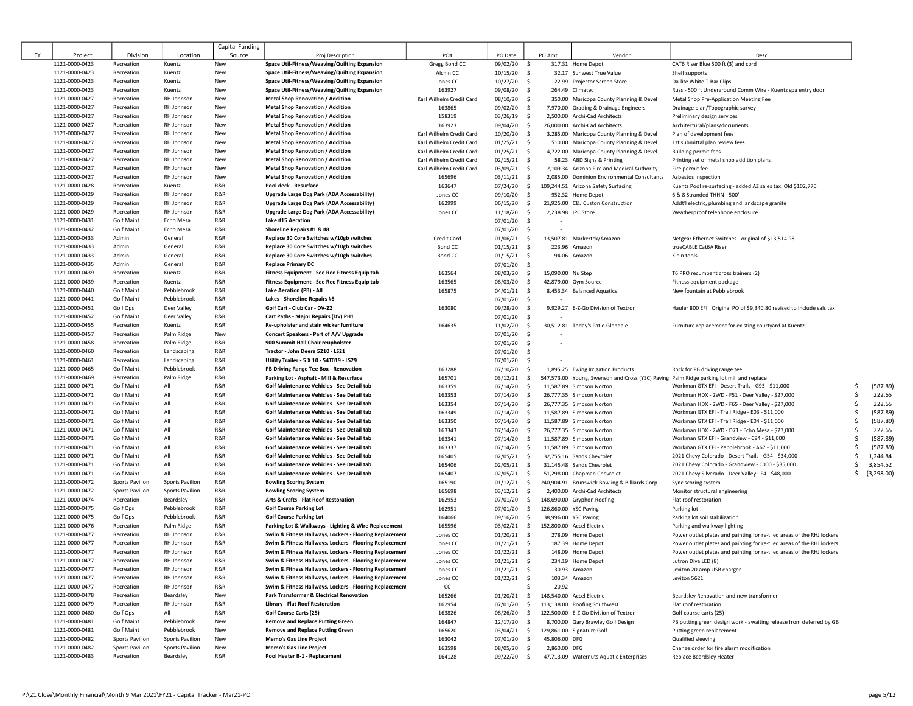| FY | Project | Division | Location | Capital Funding Source | Proj Description | PO# | PO Date | PO Amt | Vendor | Desc | |
|---|---|---|---|---|---|---|---|---|---|---|---|
| | 1121-0000-0423 | Recreation | Kuentz | New | Space Util-Fitness/Weaving/Quilting Expansion | Gregg Bond CC | 09/02/20 | $ 317.31 | Home Depot | CAT6 Riser Blue 500 ft (3) and cord | |
| | 1121-0000-0423 | Recreation | Kuentz | New | Space Util-Fitness/Weaving/Quilting Expansion | Alchin CC | 10/15/20 | $ 32.17 | Sunwest True Value | Shelf supports | |
| | 1121-0000-0423 | Recreation | Kuentz | New | Space Util-Fitness/Weaving/Quilting Expansion | Jones CC | 10/27/20 | $ 22.99 | Projector Screen Store | Da-lite White T-Bar Clips | |
| | 1121-0000-0423 | Recreation | Kuentz | New | Space Util-Fitness/Weaving/Quilting Expansion | 163927 | 09/08/20 | $ 264.49 | Climatec | Russ - 500 ft Underground Comm Wire - Kuentz spa entry door | |
| | 1121-0000-0427 | Recreation | RH Johnson | New | Metal Shop Renovation / Addition | Karl Wilhelm Credit Card | 08/10/20 | $ 350.00 | Maricopa County Planning & Devel | Metal Shop Pre-Application Meeting Fee | |
| | 1121-0000-0427 | Recreation | RH Johnson | New | Metal Shop Renovation / Addition | 163865 | 09/02/20 | $ 7,970.00 | Grading & Drainage Engineers | Drainage plan/Topographic survey | |
| | 1121-0000-0427 | Recreation | RH Johnson | New | Metal Shop Renovation / Addition | 158319 | 03/26/19 | $ 2,500.00 | Archi-Cad Architects | Preliminary design services | |
| | 1121-0000-0427 | Recreation | RH Johnson | New | Metal Shop Renovation / Addition | 163923 | 09/04/20 | $ 26,000.00 | Archi-Cad Architects | Architectural/plans/documents | |
| | 1121-0000-0427 | Recreation | RH Johnson | New | Metal Shop Renovation / Addition | Karl Wilhelm Credit Card | 10/20/20 | $ 3,285.00 | Maricopa County Planning & Devel | Plan of development fees | |
| | 1121-0000-0427 | Recreation | RH Johnson | New | Metal Shop Renovation / Addition | Karl Wilhelm Credit Card | 01/25/21 | $ 510.00 | Maricopa County Planning & Devel | 1st submittal plan review fees | |
| | 1121-0000-0427 | Recreation | RH Johnson | New | Metal Shop Renovation / Addition | Karl Wilhelm Credit Card | 01/25/21 | $ 4,722.00 | Maricopa County Planning & Devel | Building permit fees | |
| | 1121-0000-0427 | Recreation | RH Johnson | New | Metal Shop Renovation / Addition | Karl Wilhelm Credit Card | 02/15/21 | $ 58.23 | ABD Signs & Printing | Printing set of metal shop addition plans | |
| | 1121-0000-0427 | Recreation | RH Johnson | New | Metal Shop Renovation / Addition | Karl Wilhelm Credit Card | 03/09/21 | $ 2,109.34 | Arizona Fire and Medical Authority | Fire permit fee | |
| | 1121-0000-0427 | Recreation | RH Johnson | New | Metal Shop Renovation / Addition | 165696 | 03/11/21 | $ 2,085.00 | Dominion Environmental Consultants | Asbestos inspection | |
| | 1121-0000-0428 | Recreation | Kuentz | R&R | Pool deck - Resurface | 163647 | 07/24/20 | $ 109,244.51 | Arizona Safety Surfacing | Kuentz Pool re-surfacing - added AZ sales tax. Old $102,770 | |
| | 1121-0000-0429 | Recreation | RH Johnson | R&R | Upgrade Large Dog Park (ADA Accessability) | Jones CC | 09/10/20 | $ 952.32 | Home Depot | 6 & 8 Stranded THHN - 500' | |
| | 1121-0000-0429 | Recreation | RH Johnson | R&R | Upgrade Large Dog Park (ADA Accessability) | 162999 | 06/15/20 | $ 21,925.00 | C&J Custon Construction | Addt'l electric, plumbing and landscape granite | |
| | 1121-0000-0429 | Recreation | RH Johnson | R&R | Upgrade Large Dog Park (ADA Accessability) | Jones CC | 11/18/20 | $ 2,238.98 | IPC Store | Weatherproof telephone enclosure | |
| | 1121-0000-0431 | Golf Maint | Echo Mesa | R&R | Lake #15 Aeration | | 07/01/20 | $ - | | | |
| | 1121-0000-0432 | Golf Maint | Echo Mesa | R&R | Shoreline Repairs #1 & #8 | | 07/01/20 | $ - | | | |
| | 1121-0000-0433 | Admin | General | R&R | Replace 30 Core Switches w/10gb switches | Credit Card | 01/06/21 | $ 13,507.81 | Markertek/Amazon | Netgear Ethernet Switches - original of $13,514.98 | |
| | 1121-0000-0433 | Admin | General | R&R | Replace 30 Core Switches w/10gb switches | Bond CC | 01/15/21 | $ 223.96 | Amazon | trueCABLE Cat6A Riser | |
| | 1121-0000-0433 | Admin | General | R&R | Replace 30 Core Switches w/10gb switches | Bond CC | 01/15/21 | $ 94.06 | Amazon | Klein tools | |
| | 1121-0000-0435 | Admin | General | R&R | Replace Primary DC | | 07/01/20 | $ - | | | |
| | 1121-0000-0439 | Recreation | Kuentz | R&R | Fitness Equipment - See Rec Fitness Equip tab | 163564 | 08/03/20 | $ 15,090.00 | Nu Step | T6 PRO recumbent cross trainers (2) | |
| | 1121-0000-0439 | Recreation | Kuentz | R&R | Fitness Equipment - See Rec Fitness Equip tab | 163565 | 08/03/20 | $ 42,879.00 | Gym Source | Fitness equipment package | |
| | 1121-0000-0440 | Golf Maint | Pebblebrook | R&R | Lake Aeration (PB) - All | 165875 | 04/01/21 | $ 8,453.34 | Balanced Aquatics | New fountain at Pebblebrook | |
| | 1121-0000-0441 | Golf Maint | Pebblebrook | R&R | Lakes - Shoreline Repairs #8 | | 07/01/20 | $ - | | | |
| | 1121-0000-0451 | Golf Ops | Deer Valley | R&R | Golf Cart - Club Car - DV-22 | 163080 | 09/28/20 | $ 9,929.27 | E-Z-Go Division of Textron | Hauler 800 EFI. Original PO of $9,340.80 revised to include sals tax | |
| | 1121-0000-0452 | Golf Maint | Deer Valley | R&R | Cart Paths - Major Repairs (DV) PH1 | | 07/01/20 | $ - | | | |
| | 1121-0000-0455 | Recreation | Kuentz | R&R | Re-upholster and stain wicker furniture | 164635 | 11/02/20 | $ 30,512.81 | Today's Patio Glendale | Furniture replacement for existing courtyard at Kuentz | |
| | 1121-0000-0457 | Recreation | Palm Ridge | New | Concert Speakers - Part of A/V Upgrade | | 07/01/20 | $ - | | | |
| | 1121-0000-0458 | Recreation | Palm Ridge | R&R | 900 Summit Hall Chair reupholster | | 07/01/20 | $ - | | | |
| | 1121-0000-0460 | Recreation | Landscaping | R&R | Tractor - John Deere 5210 - LS21 | | 07/01/20 | $ - | | | |
| | 1121-0000-0461 | Recreation | Landscaping | R&R | Utility Trailer - 5 X 10 - 54T019 - LS29 | | 07/01/20 | $ - | | | |
| | 1121-0000-0465 | Golf Maint | Pebblebrook | R&R | PB Driving Range Tee Box - Renovation | 163288 | 07/10/20 | $ 1,895.25 | Ewing Irrigation Products | Rock for PB driving range tee | |
| | 1121-0000-0469 | Recreation | Palm Ridge | R&R | Parking Lot - Asphalt - Mill & Resurface | 165701 | 03/12/21 | $ 547,573.00 | Young, Swenson and Cross (YSC) Paving | Palm Ridge parking lot mill and replace | |
| | 1121-0000-0471 | Golf Maint | All | R&R | Golf Maintenance Vehicles - See Detail tab | 163359 | 07/14/20 | $ 11,587.89 | Simpson Norton | Workman GTX EFI - Desert Trails - G93 - $11,000 | $ (587.89) |
| | 1121-0000-0471 | Golf Maint | All | R&R | Golf Maintenance Vehicles - See Detail tab | 163353 | 07/14/20 | $ 26,777.35 | Simpson Norton | Workman HDX - 2WD - F51 - Deer Valley - $27,000 | $ 222.65 |
| | 1121-0000-0471 | Golf Maint | All | R&R | Golf Maintenance Vehicles - See Detail tab | 163354 | 07/14/20 | $ 26,777.35 | Simpson Norton | Workman HDX - 2WD - F65 - Deer Valley - $27,000 | $ 222.65 |
| | 1121-0000-0471 | Golf Maint | All | R&R | Golf Maintenance Vehicles - See Detail tab | 163349 | 07/14/20 | $ 11,587.89 | Simpson Norton | Workman GTX EFI - Trail Ridge - E03 - $11,000 | $ (587.89) |
| | 1121-0000-0471 | Golf Maint | All | R&R | Golf Maintenance Vehicles - See Detail tab | 163350 | 07/14/20 | $ 11,587.89 | Simpson Norton | Workman GTX EFI - Trail Ridge - E04 - $11,000 | $ (587.89) |
| | 1121-0000-0471 | Golf Maint | All | R&R | Golf Maintenance Vehicles - See Detail tab | 163343 | 07/14/20 | $ 26,777.35 | Simpson Norton | Workman HDX - 2WD - D71 - Echo Mesa - $27,000 | $ 222.65 |
| | 1121-0000-0471 | Golf Maint | All | R&R | Golf Maintenance Vehicles - See Detail tab | 163341 | 07/14/20 | $ 11,587.89 | Simpson Norton | Workman GTX EFI - Grandview - C94 - $11,000 | $ (587.89) |
| | 1121-0000-0471 | Golf Maint | All | R&R | Golf Maintenance Vehicles - See Detail tab | 163337 | 07/14/20 | $ 11,587.89 | Simpson Norton | Workman GTX EFI - Pebblebrook - A67 - $11,000 | $ (587.89) |
| | 1121-0000-0471 | Golf Maint | All | R&R | Golf Maintenance Vehicles - See Detail tab | 165405 | 02/05/21 | $ 32,755.16 | Sands Chevrolet | 2021 Chevy Colorado - Desert Trails - G54 - $34,000 | $ 1,244.84 |
| | 1121-0000-0471 | Golf Maint | All | R&R | Golf Maintenance Vehicles - See Detail tab | 165406 | 02/05/21 | $ 31,145.48 | Sands Chevrolet | 2021 Chevy Colorado - Grandview - C000 - $35,000 | $ 3,854.52 |
| | 1121-0000-0471 | Golf Maint | All | R&R | Golf Maintenance Vehicles - See Detail tab | 165407 | 02/05/21 | $ 51,298.00 | Chapman Chevrolet | 2021 Chevy Silverado - Deer Valley - F4 - $48,000 | $ (3,298.00) |
| | 1121-0000-0472 | Sports Pavilion | Sports Pavilion | R&R | Bowling Scoring System | 165190 | 01/12/21 | $ 240,904.91 | Brunswick Bowling & Billiards Corp | Sync scoring system | |
| | 1121-0000-0472 | Sports Pavilion | Sports Pavilion | R&R | Bowling Scoring System | 165698 | 03/12/21 | $ 2,400.00 | Archi-Cad Architects | Monitor structural engineering | |
| | 1121-0000-0474 | Recreation | Beardsley | R&R | Arts & Crafts - Flat Roof Restoration | 162953 | 07/01/20 | $ 148,690.00 | Gryphon Roofing | Flat roof restoration | |
| | 1121-0000-0475 | Golf Ops | Pebblebrook | R&R | Golf Course Parking Lot | 162951 | 07/01/20 | $ 126,860.00 | YSC Paving | Parking lot | |
| | 1121-0000-0475 | Golf Ops | Pebblebrook | R&R | Golf Course Parking Lot | 164066 | 09/16/20 | $ 38,996.00 | YSC Paving | Parking lot soil stabilization | |
| | 1121-0000-0476 | Recreation | Palm Ridge | R&R | Parking Lot & Walkways - Lighting & Wire Replacement | 165596 | 03/02/21 | $ 152,800.00 | Accel Electric | Parking and walkway lighting | |
| | 1121-0000-0477 | Recreation | RH Johnson | R&R | Swim & Fitness Hallways, Lockers - Flooring Replacement | Jones CC | 01/20/21 | $ 278.09 | Home Depot | Power outlet plates and painting for re-tiled areas of the RHJ lockers | |
| | 1121-0000-0477 | Recreation | RH Johnson | R&R | Swim & Fitness Hallways, Lockers - Flooring Replacement | Jones CC | 01/21/21 | $ 187.39 | Home Depot | Power outlet plates and painting for re-tiled areas of the RHJ lockers | |
| | 1121-0000-0477 | Recreation | RH Johnson | R&R | Swim & Fitness Hallways, Lockers - Flooring Replacement | Jones CC | 01/22/21 | $ 148.09 | Home Depot | Power outlet plates and painting for re-tiled areas of the RHJ lockers | |
| | 1121-0000-0477 | Recreation | RH Johnson | R&R | Swim & Fitness Hallways, Lockers - Flooring Replacement | Jones CC | 01/21/21 | $ 234.19 | Home Depot | Lutron Diva LED (8) | |
| | 1121-0000-0477 | Recreation | RH Johnson | R&R | Swim & Fitness Hallways, Lockers - Flooring Replacement | Jones CC | 01/21/21 | $ 30.93 | Amazon | Leviton 20-amp USB charger | |
| | 1121-0000-0477 | Recreation | RH Johnson | R&R | Swim & Fitness Hallways, Lockers - Flooring Replacement | Jones CC | 01/22/21 | $ 103.34 | Amazon | Leviton 5621 | |
| | 1121-0000-0477 | Recreation | RH Johnson | R&R | Swim & Fitness Hallways, Lockers - Flooring Replacement | CC | | $ 20.92 | | | |
| | 1121-0000-0478 | Recreation | Beardsley | New | Park Transformer & Electrical Renovation | 165266 | 01/20/21 | $ 148,540.00 | Accel Electric | Beardsley Renovation and new transformer | |
| | 1121-0000-0479 | Recreation | RH Johnson | R&R | Library - Flat Roof Restoration | 162954 | 07/01/20 | $ 113,138.00 | Roofing Southwest | Flat roof restoration | |
| | 1121-0000-0480 | Golf Ops | All | R&R | Golf Course Carts (25) | 163826 | 08/26/20 | $ 122,500.00 | E-Z-Go Division of Textron | Golf course carts (25) | |
| | 1121-0000-0481 | Golf Maint | Pebblebrook | New | Remove and Replace Putting Green | 164847 | 12/17/20 | $ 8,700.00 | Gary Brawley Golf Design | PB putting green design work - awaiting release from deferred by GB | |
| | 1121-0000-0481 | Golf Maint | Pebblebrook | New | Remove and Replace Putting Green | 165620 | 03/04/21 | $ 129,861.00 | Signature Golf | Putting green replacement | |
| | 1121-0000-0482 | Sports Pavilion | Sports Pavilion | New | Memo's Gas Line Project | 163042 | 07/01/20 | $ 45,806.00 | DFG | Qualified sleeving | |
| | 1121-0000-0482 | Sports Pavilion | Sports Pavilion | New | Memo's Gas Line Project | 163598 | 08/05/20 | $ 2,860.00 | DFG | Change order for fire alarm modification | |
| | 1121-0000-0483 | Recreation | Beardsley | R&R | Pool Heater B-1 - Replacement | 164128 | 09/22/20 | $ 47,713.09 | Waternuts Aquatic Enterprises | Replace Beardsley Heater | |

P:\21 Close\Monthly Financial\Month 9 Mar 2021\FY21 - Capital Tracker - Mar21-PO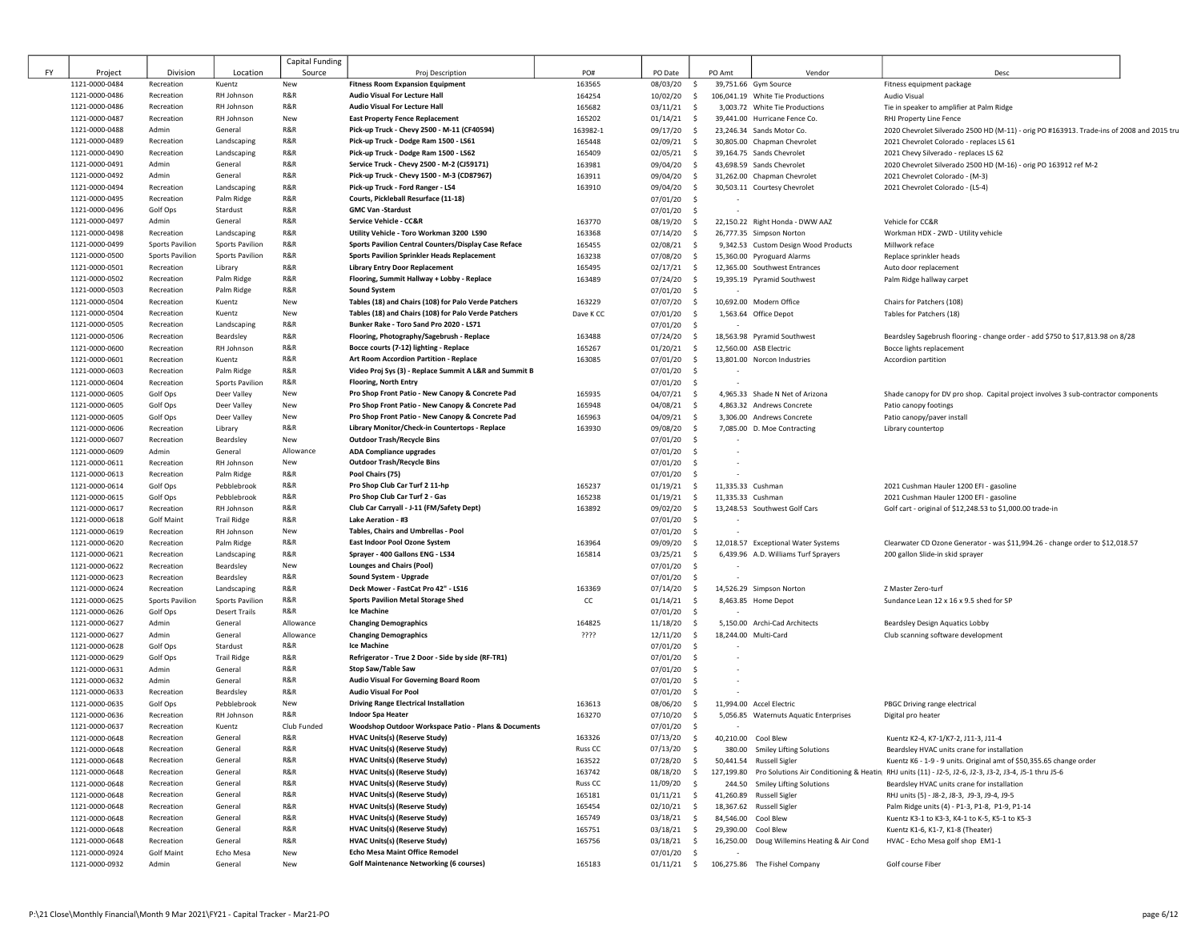| FY | Project | Division | Location | Capital Funding Source | Proj Description | PO# | PO Date | PO Amt | Vendor | Desc |
|---|---|---|---|---|---|---|---|---|---|---|
| | 1121-0000-0484 | Recreation | Kuentz | New | **Fitness Room Expansion Equipment** | 163565 | 08/03/20 | $ 39,751.66 | Gym Source | Fitness equipment package |
| | 1121-0000-0486 | Recreation | RH Johnson | R&R | **Audio Visual For Lecture Hall** | 164254 | 10/02/20 | $ 106,041.19 | White Tie Productions | Audio Visual |
| | 1121-0000-0486 | Recreation | RH Johnson | R&R | **Audio Visual For Lecture Hall** | 165682 | 03/11/21 | $ 3,003.72 | White Tie Productions | Tie in speaker to amplifier at Palm Ridge |
| | 1121-0000-0487 | Recreation | RH Johnson | New | **East Property Fence Replacement** | 165202 | 01/14/21 | $ 39,441.00 | Hurricane Fence Co. | RHJ Property Line Fence |
| | 1121-0000-0488 | Admin | General | R&R | **Pick-up Truck - Chevy 2500 - M-11 (CF40594)** | 163982-1 | 09/17/20 | $ 23,246.34 | Sands Motor Co. | 2020 Chevrolet Silverado 2500 HD (M-11) - orig PO #163913. Trade-ins of 2008 and 2015 tru |
| | 1121-0000-0489 | Recreation | Landscaping | R&R | **Pick-up Truck - Dodge Ram 1500 - LS61** | 165448 | 02/09/21 | $ 30,805.00 | Chapman Chevrolet | 2021 Chevrolet Colorado - replaces LS 61 |
| | 1121-0000-0490 | Recreation | Landscaping | R&R | **Pick-up Truck - Dodge Ram 1500 - LS62** | 165409 | 02/05/21 | $ 39,164.75 | Sands Chevrolet | 2021 Chevy Silverado - replaces LS 62 |
| | 1121-0000-0491 | Admin | General | R&R | **Service Truck - Chevy 2500 - M-2 (CJ59171)** | 163981 | 09/04/20 | $ 43,698.59 | Sands Chevrolet | 2020 Chevrolet Silverado 2500 HD (M-16) - orig PO 163912 ref M-2 |
| | 1121-0000-0492 | Admin | General | R&R | **Pick-up Truck - Chevy 1500 - M-3 (CD87967)** | 163911 | 09/04/20 | $ 31,262.00 | Chapman Chevrolet | 2021 Chevrolet Colorado - (M-3) |
| | 1121-0000-0494 | Recreation | Landscaping | R&R | **Pick-up Truck - Ford Ranger - LS4** | 163910 | 09/04/20 | $ 30,503.11 | Courtesy Chevrolet | 2021 Chevrolet Colorado - (LS-4) |
| | 1121-0000-0495 | Recreation | Palm Ridge | R&R | **Courts, Pickleball Resurface (11-18)** | | 07/01/20 | $ - | | |
| | 1121-0000-0496 | Golf Ops | Stardust | R&R | **GMC Van -Stardust** | | 07/01/20 | $ - | | |
| | 1121-0000-0497 | Admin | General | R&R | **Service Vehicle - CC&R** | 163770 | 08/19/20 | $ 22,150.22 | Right Honda - DWW AAZ | Vehicle for CC&R |
| | 1121-0000-0498 | Recreation | Landscaping | R&R | **Utility Vehicle - Toro Workman 3200 LS90** | 163368 | 07/14/20 | $ 26,777.35 | Simpson Norton | Workman HDX - 2WD - Utility vehicle |
| | 1121-0000-0499 | Sports Pavilion | Sports Pavilion | R&R | **Sports Pavilion Central Counters/Display Case Reface** | 165455 | 02/08/21 | $ 9,342.53 | Custom Design Wood Products | Millwork reface |
| | 1121-0000-0500 | Sports Pavilion | Sports Pavilion | R&R | **Sports Pavilion Sprinkler Heads Replacement** | 163238 | 07/08/20 | $ 15,360.00 | Pyroguard Alarms | Replace sprinkler heads |
| | 1121-0000-0501 | Recreation | Library | R&R | **Library Entry Door Replacement** | 165495 | 02/17/21 | $ 12,365.00 | Southwest Entrances | Auto door replacement |
| | 1121-0000-0502 | Recreation | Palm Ridge | R&R | **Flooring, Summit Hallway + Lobby - Replace** | 163489 | 07/24/20 | $ 19,395.19 | Pyramid Southwest | Palm Ridge hallway carpet |
| | 1121-0000-0503 | Recreation | Palm Ridge | R&R | **Sound System** | | 07/01/20 | $ - | | |
| | 1121-0000-0504 | Recreation | Kuentz | New | **Tables (18) and Chairs (108) for Palo Verde Patchers** | 163229 | 07/07/20 | $ 10,692.00 | Modern Office | Chairs for Patchers (108) |
| | 1121-0000-0504 | Recreation | Kuentz | New | **Tables (18) and Chairs (108) for Palo Verde Patchers** | Dave K CC | 07/01/20 | $ 1,563.64 | Office Depot | Tables for Patchers (18) |
| | 1121-0000-0505 | Recreation | Landscaping | R&R | **Bunker Rake - Toro Sand Pro 2020 - LS71** | | 07/01/20 | $ - | | |
| | 1121-0000-0506 | Recreation | Beardsley | R&R | **Flooring, Photography/Sagebrush - Replace** | 163488 | 07/24/20 | $ 18,563.98 | Pyramid Southwest | Beardsley Sagebrush flooring - change order - add $750 to $17,813.98 on 8/28 |
| | 1121-0000-0600 | Recreation | RH Johnson | R&R | **Bocce courts (7-12) lighting - Replace** | 165267 | 01/20/21 | $ 12,560.00 | ASB Electric | Bocce lights replacement |
| | 1121-0000-0601 | Recreation | Kuentz | R&R | **Art Room Accordion Partition - Replace** | 163085 | 07/01/20 | $ 13,801.00 | Norcon Industries | Accordion partition |
| | 1121-0000-0603 | Recreation | Palm Ridge | R&R | **Video Proj Sys (3) - Replace Summit A L&R and Summit B** | | 07/01/20 | $ - | | |
| | 1121-0000-0604 | Recreation | Sports Pavilion | R&R | **Flooring, North Entry** | | 07/01/20 | $ - | | |
| | 1121-0000-0605 | Golf Ops | Deer Valley | New | **Pro Shop Front Patio - New Canopy & Concrete Pad** | 165935 | 04/07/21 | $ 4,965.33 | Shade N Net of Arizona | Shade canopy for DV pro shop. Capital project involves 3 sub-contractor components |
| | 1121-0000-0605 | Golf Ops | Deer Valley | New | **Pro Shop Front Patio - New Canopy & Concrete Pad** | 165948 | 04/08/21 | $ 4,863.32 | Andrews Concrete | Patio canopy footings |
| | 1121-0000-0605 | Golf Ops | Deer Valley | New | **Pro Shop Front Patio - New Canopy & Concrete Pad** | 165963 | 04/09/21 | $ 3,306.00 | Andrews Concrete | Patio canopy/paver install |
| | 1121-0000-0606 | Recreation | Library | R&R | **Library Monitor/Check-in Countertops - Replace** | 163930 | 09/08/20 | $ 7,085.00 | D. Moe Contracting | Library countertop |
| | 1121-0000-0607 | Recreation | Beardsley | New | **Outdoor Trash/Recycle Bins** | | 07/01/20 | $ - | | |
| | 1121-0000-0609 | Admin | General | Allowance | **ADA Compliance upgrades** | | 07/01/20 | $ - | | |
| | 1121-0000-0611 | Recreation | RH Johnson | New | **Outdoor Trash/Recycle Bins** | | 07/01/20 | $ - | | |
| | 1121-0000-0613 | Recreation | Palm Ridge | R&R | **Pool Chairs (75)** | | 07/01/20 | $ - | | |
| | 1121-0000-0614 | Golf Ops | Pebblebrook | R&R | **Pro Shop Club Car Turf 2 11-hp** | 165237 | 01/19/21 | $ 11,335.33 | Cushman | 2021 Cushman Hauler 1200 EFI - gasoline |
| | 1121-0000-0615 | Golf Ops | Pebblebrook | R&R | **Pro Shop Club Car Turf 2 - Gas** | 165238 | 01/19/21 | $ 11,335.33 | Cushman | 2021 Cushman Hauler 1200 EFI - gasoline |
| | 1121-0000-0617 | Recreation | RH Johnson | R&R | **Club Car Carryall - J-11 (FM/Safety Dept)** | 163892 | 09/02/20 | $ 13,248.53 | Southwest Golf Cars | Golf cart - original of $12,248.53 to $1,000.00 trade-in |
| | 1121-0000-0618 | Golf Maint | Trail Ridge | R&R | **Lake Aeration - #3** | | 07/01/20 | $ - | | |
| | 1121-0000-0619 | Recreation | RH Johnson | New | **Tables, Chairs and Umbrellas - Pool** | | 07/01/20 | $ - | | |
| | 1121-0000-0620 | Recreation | Palm Ridge | R&R | **East Indoor Pool Ozone System** | 163964 | 09/09/20 | $ 12,018.57 | Exceptional Water Systems | Clearwater CD Ozone Generator - was $11,994.26 - change order to $12,018.57 |
| | 1121-0000-0621 | Recreation | Landscaping | R&R | **Sprayer - 400 Gallons ENG - LS34** | 165814 | 03/25/21 | $ 6,439.96 | A.D. Williams Turf Sprayers | 200 gallon Slide-in skid sprayer |
| | 1121-0000-0622 | Recreation | Beardsley | New | **Lounges and Chairs (Pool)** | | 07/01/20 | $ - | | |
| | 1121-0000-0623 | Recreation | Beardsley | R&R | **Sound System - Upgrade** | | 07/01/20 | $ - | | |
| | 1121-0000-0624 | Recreation | Landscaping | R&R | **Deck Mower - FastCat Pro 42" - LS16** | 163369 | 07/14/20 | $ 14,526.29 | Simpson Norton | Z Master Zero-turf |
| | 1121-0000-0625 | Sports Pavilion | Sports Pavilion | R&R | **Sports Pavilion Metal Storage Shed** | CC | 01/14/21 | $ 8,463.85 | Home Depot | Sundance Lean 12 x 16 x 9.5 shed for SP |
| | 1121-0000-0626 | Golf Ops | Desert Trails | R&R | **Ice Machine** | | 07/01/20 | $ - | | |
| | 1121-0000-0627 | Admin | General | Allowance | **Changing Demographics** | 164825 | 11/18/20 | $ 5,150.00 | Archi-Cad Architects | Beardsley Design Aquatics Lobby |
| | 1121-0000-0627 | Admin | General | Allowance | **Changing Demographics** | ???? | 12/11/20 | $ 18,244.00 | Multi-Card | Club scanning software development |
| | 1121-0000-0628 | Golf Ops | Stardust | R&R | **Ice Machine** | | 07/01/20 | $ - | | |
| | 1121-0000-0629 | Golf Ops | Trail Ridge | R&R | **Refrigerator - True 2 Door - Side by side (RF-TR1)** | | 07/01/20 | $ - | | |
| | 1121-0000-0631 | Admin | General | R&R | **Stop Saw/Table Saw** | | 07/01/20 | $ - | | |
| | 1121-0000-0632 | Admin | General | R&R | **Audio Visual For Governing Board Room** | | 07/01/20 | $ - | | |
| | 1121-0000-0633 | Recreation | Beardsley | R&R | **Audio Visual For Pool** | | 07/01/20 | $ - | | |
| | 1121-0000-0635 | Golf Ops | Pebblebrook | New | **Driving Range Electrical Installation** | 163613 | 08/06/20 | $ 11,994.00 | Accel Electric | PBGC Driving range electrical |
| | 1121-0000-0636 | Recreation | RH Johnson | R&R | **Indoor Spa Heater** | 163270 | 07/10/20 | $ 5,056.85 | Waternuts Aquatic Enterprises | Digital pro heater |
| | 1121-0000-0637 | Recreation | Kuentz | Club Funded | **Woodshop Outdoor Workspace Patio - Plans & Documents** | | 07/01/20 | $ - | | |
| | 1121-0000-0648 | Recreation | General | R&R | **HVAC Units(s) (Reserve Study)** | 163326 | 07/13/20 | $ 40,210.00 | Cool Blew | Kuentz K2-4, K7-1/K7-2, J11-3, J11-4 |
| | 1121-0000-0648 | Recreation | General | R&R | **HVAC Units(s) (Reserve Study)** | Russ CC | 07/13/20 | $ 380.00 | Smiley Lifting Solutions | Beardsley HVAC units crane for installation |
| | 1121-0000-0648 | Recreation | General | R&R | **HVAC Units(s) (Reserve Study)** | 163522 | 07/28/20 | $ 50,441.54 | Russell Sigler | Kuentz K6 - 1-9 - 9 units. Original amt of $50,355.65 change order |
| | 1121-0000-0648 | Recreation | General | R&R | **HVAC Units(s) (Reserve Study)** | 163742 | 08/18/20 | $ 127,199.80 | Pro Solutions Air Conditioning & Heatin | RHJ units (11) - J2-5, J2-6, J2-3, J3-2, J3-4, J5-1 thru J5-6 |
| | 1121-0000-0648 | Recreation | General | R&R | **HVAC Units(s) (Reserve Study)** | Russ CC | 11/09/20 | $ 244.50 | Smiley Lifting Solutions | Beardsley HVAC units crane for installation |
| | 1121-0000-0648 | Recreation | General | R&R | **HVAC Units(s) (Reserve Study)** | 165181 | 01/11/21 | $ 41,260.89 | Russell Sigler | RHJ units (5) - J8-2, J8-3, J9-3, J9-4, J9-5 |
| | 1121-0000-0648 | Recreation | General | R&R | **HVAC Units(s) (Reserve Study)** | 165454 | 02/10/21 | $ 18,367.62 | Russell Sigler | Palm Ridge units (4) - P1-3, P1-8, P1-9, P1-14 |
| | 1121-0000-0648 | Recreation | General | R&R | **HVAC Units(s) (Reserve Study)** | 165749 | 03/18/21 | $ 84,546.00 | Cool Blew | Kuentz K3-1 to K3-3, K4-1 to K-5, K5-1 to K5-3 |
| | 1121-0000-0648 | Recreation | General | R&R | **HVAC Units(s) (Reserve Study)** | 165751 | 03/18/21 | $ 29,390.00 | Cool Blew | Kuentz K1-6, K1-7, K1-8 (Theater) |
| | 1121-0000-0648 | Recreation | General | R&R | **HVAC Units(s) (Reserve Study)** | 165756 | 03/18/21 | $ 16,250.00 | Doug Willemins Heating & Air Cond | HVAC - Echo Mesa golf shop EM1-1 |
| | 1121-0000-0924 | Golf Maint | Echo Mesa | New | **Echo Mesa Maint Office Remodel** | | 07/01/20 | $ - | | |
| | 1121-0000-0932 | Admin | General | New | **Golf Maintenance Networking (6 courses)** | 165183 | 01/11/21 | $ 106,275.86 | The Fishel Company | Golf course Fiber |

P:\21 Close\Monthly Financial\Month 9 Mar 2021\FY21 - Capital Tracker - Mar21-PO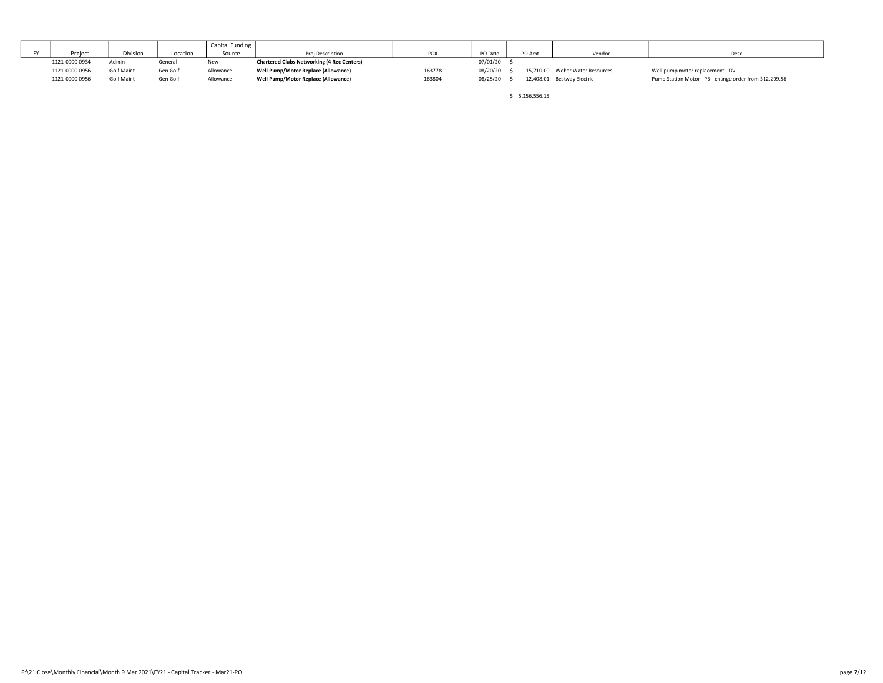| FY | Project | Division | Location | Capital Funding Source | Proj Description | PO# | PO Date | PO Amt | Vendor | Desc |
|---|---|---|---|---|---|---|---|---|---|---|
| | 1121-0000-0934 | Admin | General | New | **Chartered Clubs-Networking (4 Rec Centers)** | | 07/01/20 | $ - | | |
| | 1121-0000-0956 | Golf Maint | Gen Golf | Allowance | **Well Pump/Motor Replace (Allowance)** | 163778 | 08/20/20 | $ 15,710.00 | Weber Water Resources | Well pump motor replacement - DV |
| | 1121-0000-0956 | Golf Maint | Gen Golf | Allowance | **Well Pump/Motor Replace (Allowance)** | 163804 | 08/25/20 | $ 12,408.01 | Bestway Electric | Pump Station Motor - PB - change order from $12,209.56 |
| | | | | | | | | $ 5,156,556.15 | | |

P:\21 Close\Monthly Financial\Month 9 Mar 2021\FY21 - Capital Tracker - Mar21-PO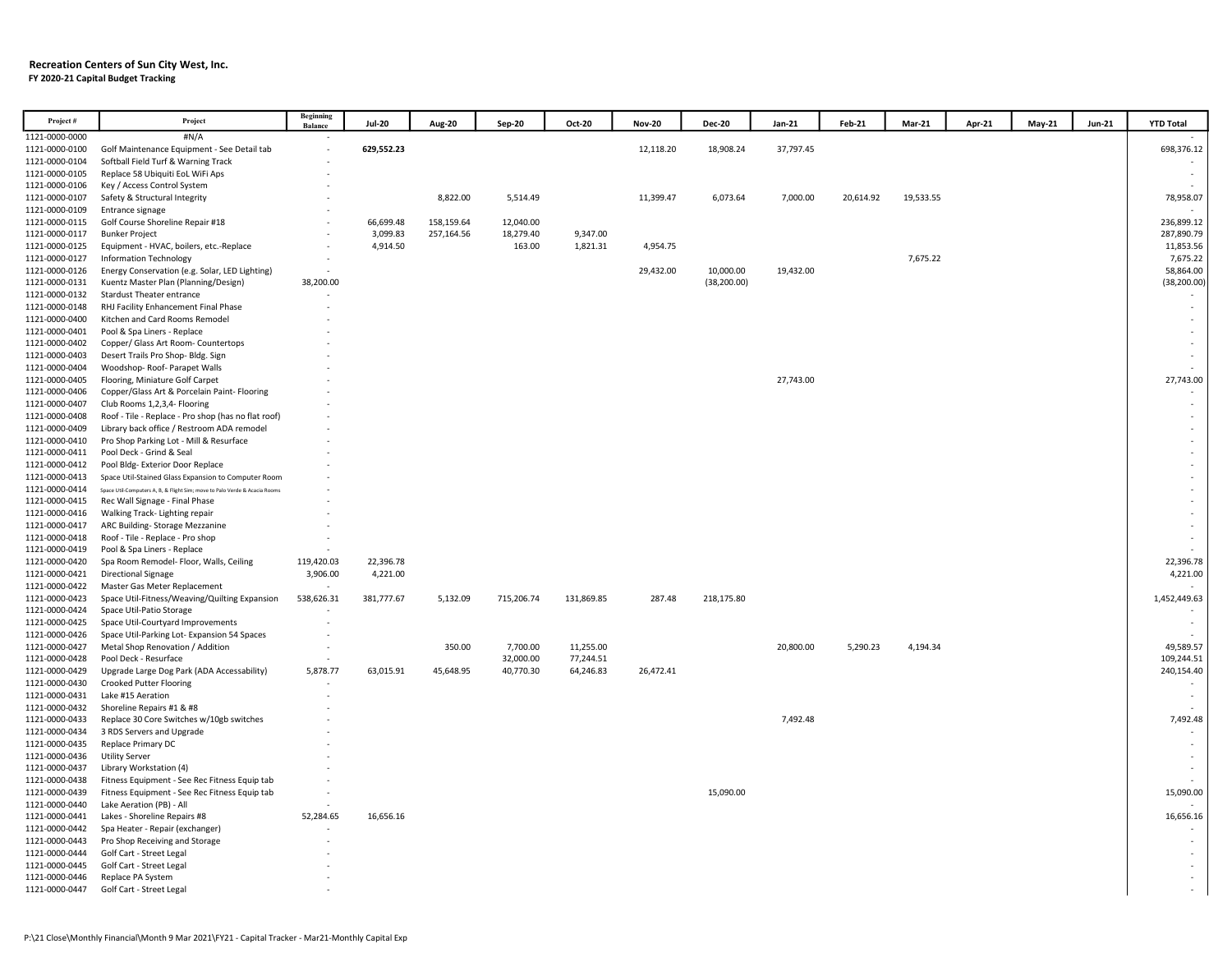**Recreation Centers of Sun City West, Inc.**
**FY 2020-21 Capital Budget Tracking**

| Project # | Project | Beginning Balance | Jul-20 | Aug-20 | Sep-20 | Oct-20 | Nov-20 | Dec-20 | Jan-21 | Feb-21 | Mar-21 | Apr-21 | May-21 | Jun-21 | YTD Total |
|---|---|---|---|---|---|---|---|---|---|---|---|---|---|---|---|
| 1121-0000-0000 | #N/A | - | | | | | | | | | | | | | - |
| 1121-0000-0100 | Golf Maintenance Equipment - See Detail tab | - | **629,552.23** | | | | 12,118.20 | 18,908.24 | 37,797.45 | | | | | | 698,376.12 |
| 1121-0000-0104 | Softball Field Turf & Warning Track | - | | | | | | | | | | | | | - |
| 1121-0000-0105 | Replace 58 Ubiquiti EoL WiFi Aps | - | | | | | | | | | | | | | - |
| 1121-0000-0106 | Key / Access Control System | - | | | | | | | | | | | | | - |
| 1121-0000-0107 | Safety & Structural Integrity | - | | 8,822.00 | 5,514.49 | | 11,399.47 | 6,073.64 | 7,000.00 | 20,614.92 | 19,533.55 | | | | 78,958.07 |
| 1121-0000-0109 | Entrance signage | - | | | | | | | | | | | | | - |
| 1121-0000-0115 | Golf Course Shoreline Repair #18 | - | 66,699.48 | 158,159.64 | 12,040.00 | | | | | | | | | | 236,899.12 |
| 1121-0000-0117 | Bunker Project | - | 3,099.83 | 257,164.56 | 18,279.40 | 9,347.00 | | | | | | | | | 287,890.79 |
| 1121-0000-0125 | Equipment - HVAC, boilers, etc.-Replace | - | 4,914.50 | | 163.00 | 1,821.31 | 4,954.75 | | | | | | | | 11,853.56 |
| 1121-0000-0127 | Information Technology | - | | | | | | | | | 7,675.22 | | | | 7,675.22 |
| 1121-0000-0126 | Energy Conservation (e.g. Solar, LED Lighting) | - | | | | | 29,432.00 | 10,000.00 | 19,432.00 | | | | | | 58,864.00 |
| 1121-0000-0131 | Kuentz Master Plan (Planning/Design) | 38,200.00 | | | | | | (38,200.00) | | | | | | | (38,200.00) |
| 1121-0000-0132 | Stardust Theater entrance | - | | | | | | | | | | | | | - |
| 1121-0000-0148 | RHJ Facility Enhancement Final Phase | - | | | | | | | | | | | | | - |
| 1121-0000-0400 | Kitchen and Card Rooms Remodel | - | | | | | | | | | | | | | - |
| 1121-0000-0401 | Pool & Spa Liners - Replace | - | | | | | | | | | | | | | - |
| 1121-0000-0402 | Copper/ Glass Art Room- Countertops | - | | | | | | | | | | | | | - |
| 1121-0000-0403 | Desert Trails Pro Shop- Bldg. Sign | - | | | | | | | | | | | | | - |
| 1121-0000-0404 | Woodshop- Roof- Parapet Walls | - | | | | | | | | | | | | | - |
| 1121-0000-0405 | Flooring, Miniature Golf Carpet | - | | | | | | | 27,743.00 | | | | | | 27,743.00 |
| 1121-0000-0406 | Copper/Glass Art & Porcelain Paint- Flooring | - | | | | | | | | | | | | | - |
| 1121-0000-0407 | Club Rooms 1,2,3,4- Flooring | - | | | | | | | | | | | | | - |
| 1121-0000-0408 | Roof - Tile - Replace - Pro shop (has no flat roof) | - | | | | | | | | | | | | | - |
| 1121-0000-0409 | Library back office / Restroom ADA remodel | - | | | | | | | | | | | | | - |
| 1121-0000-0410 | Pro Shop Parking Lot - Mill & Resurface | - | | | | | | | | | | | | | - |
| 1121-0000-0411 | Pool Deck - Grind & Seal | - | | | | | | | | | | | | | - |
| 1121-0000-0412 | Pool Bldg- Exterior Door Replace | - | | | | | | | | | | | | | - |
| 1121-0000-0413 | Space Util-Stained Glass Expansion to Computer Room | - | | | | | | | | | | | | | - |
| 1121-0000-0414 | Space Util-Computers A, B, & Flight Sim; move to Palo Verde & Acacia Rooms | - | | | | | | | | | | | | | - |
| 1121-0000-0415 | Rec Wall Signage - Final Phase | - | | | | | | | | | | | | | - |
| 1121-0000-0416 | Walking Track- Lighting repair | - | | | | | | | | | | | | | - |
| 1121-0000-0417 | ARC Building- Storage Mezzanine | - | | | | | | | | | | | | | - |
| 1121-0000-0418 | Roof - Tile - Replace - Pro shop | - | | | | | | | | | | | | | - |
| 1121-0000-0419 | Pool & Spa Liners - Replace | - | | | | | | | | | | | | | - |
| 1121-0000-0420 | Spa Room Remodel- Floor, Walls, Ceiling | 119,420.03 | 22,396.78 | | | | | | | | | | | | 22,396.78 |
| 1121-0000-0421 | Directional Signage | 3,906.00 | 4,221.00 | | | | | | | | | | | | 4,221.00 |
| 1121-0000-0422 | Master Gas Meter Replacement | - | | | | | | | | | | | | | - |
| 1121-0000-0423 | Space Util-Fitness/Weaving/Quilting Expansion | 538,626.31 | 381,777.67 | 5,132.09 | 715,206.74 | 131,869.85 | 287.48 | 218,175.80 | | | | | | | 1,452,449.63 |
| 1121-0000-0424 | Space Util-Patio Storage | - | | | | | | | | | | | | | - |
| 1121-0000-0425 | Space Util-Courtyard Improvements | - | | | | | | | | | | | | | - |
| 1121-0000-0426 | Space Util-Parking Lot- Expansion 54 Spaces | - | | | | | | | | | | | | | - |
| 1121-0000-0427 | Metal Shop Renovation / Addition | - | | 350.00 | 7,700.00 | 11,255.00 | | | 20,800.00 | 5,290.23 | 4,194.34 | | | | 49,589.57 |
| 1121-0000-0428 | Pool Deck - Resurface | - | | | 32,000.00 | 77,244.51 | | | | | | | | | 109,244.51 |
| 1121-0000-0429 | Upgrade Large Dog Park (ADA Accessability) | 5,878.77 | 63,015.91 | 45,648.95 | 40,770.30 | 64,246.83 | 26,472.41 | | | | | | | | 240,154.40 |
| 1121-0000-0430 | Crooked Putter Flooring | - | | | | | | | | | | | | | - |
| 1121-0000-0431 | Lake #15 Aeration | - | | | | | | | | | | | | | - |
| 1121-0000-0432 | Shoreline Repairs #1 & #8 | - | | | | | | | | | | | | | - |
| 1121-0000-0433 | Replace 30 Core Switches w/10gb switches | - | | | | | | | 7,492.48 | | | | | | 7,492.48 |
| 1121-0000-0434 | 3 RDS Servers and Upgrade | - | | | | | | | | | | | | | - |
| 1121-0000-0435 | Replace Primary DC | - | | | | | | | | | | | | | - |
| 1121-0000-0436 | Utility Server | - | | | | | | | | | | | | | - |
| 1121-0000-0437 | Library Workstation (4) | - | | | | | | | | | | | | | - |
| 1121-0000-0438 | Fitness Equipment - See Rec Fitness Equip tab | - | | | | | | | | | | | | | - |
| 1121-0000-0439 | Fitness Equipment - See Rec Fitness Equip tab | - | | | | | | 15,090.00 | | | | | | | 15,090.00 |
| 1121-0000-0440 | Lake Aeration (PB) - All | - | | | | | | | | | | | | | - |
| 1121-0000-0441 | Lakes - Shoreline Repairs #8 | 52,284.65 | 16,656.16 | | | | | | | | | | | | 16,656.16 |
| 1121-0000-0442 | Spa Heater - Repair (exchanger) | - | | | | | | | | | | | | | - |
| 1121-0000-0443 | Pro Shop Receiving and Storage | - | | | | | | | | | | | | | - |
| 1121-0000-0444 | Golf Cart - Street Legal | - | | | | | | | | | | | | | - |
| 1121-0000-0445 | Golf Cart - Street Legal | - | | | | | | | | | | | | | - |
| 1121-0000-0446 | Replace PA System | - | | | | | | | | | | | | | - |
| 1121-0000-0447 | Golf Cart - Street Legal | - | | | | | | | | | | | | | - |

P:\21 Close\Monthly Financial\Month 9 Mar 2021\FY21 - Capital Tracker - Mar21-Monthly Capital Exp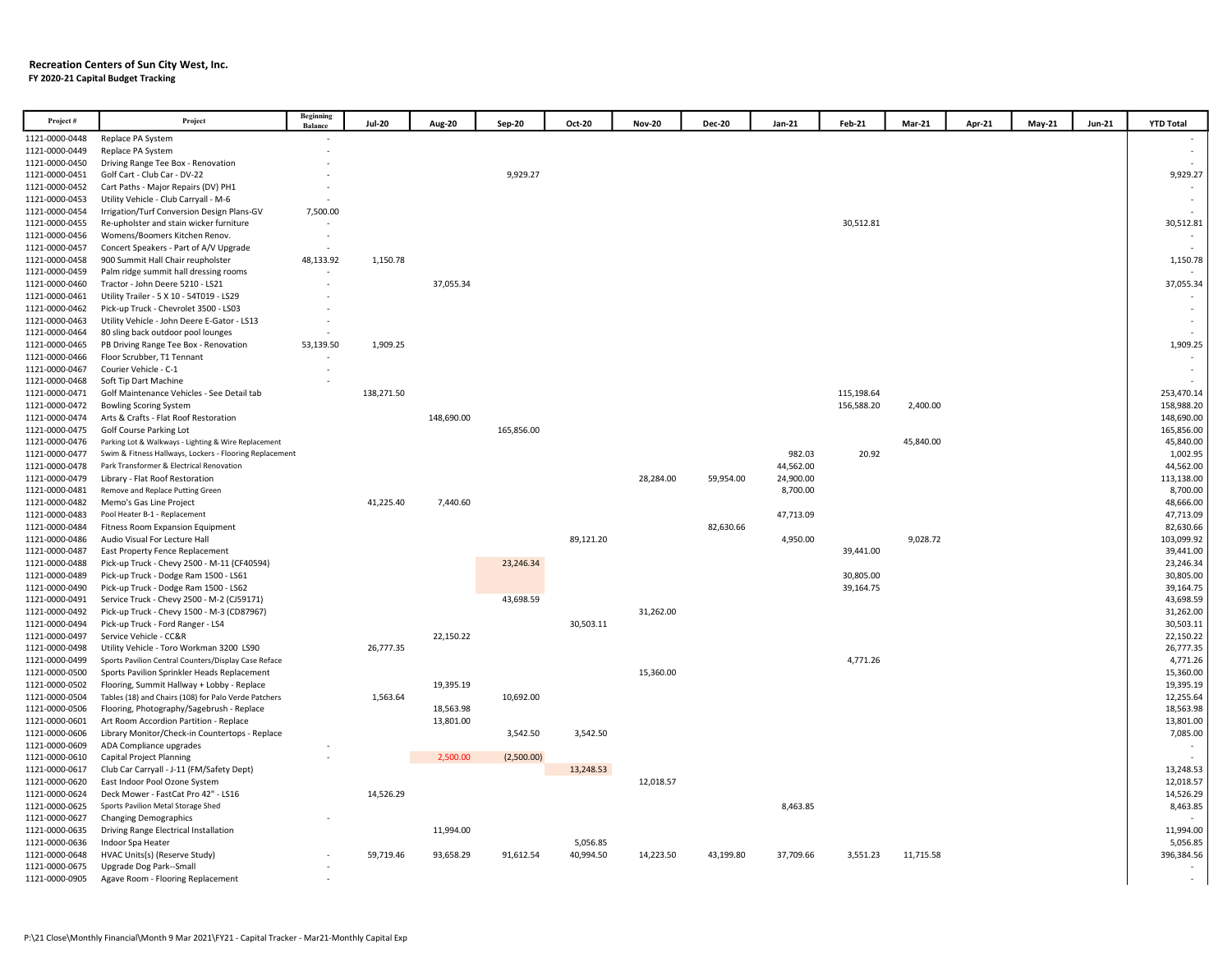**Recreation Centers of Sun City West, Inc.**
**FY 2020-21 Capital Budget Tracking**

| Project # | Project | Beginning Balance | Jul-20 | Aug-20 | Sep-20 | Oct-20 | Nov-20 | Dec-20 | Jan-21 | Feb-21 | Mar-21 | Apr-21 | May-21 | Jun-21 | YTD Total |
|---|---|---|---|---|---|---|---|---|---|---|---|---|---|---|---|
| 1121-0000-0448 | Replace PA System | - | | | | | | | | | | | | | - |
| 1121-0000-0449 | Replace PA System | - | | | | | | | | | | | | | - |
| 1121-0000-0450 | Driving Range Tee Box - Renovation | - | | | | | | | | | | | | | - |
| 1121-0000-0451 | Golf Cart - Club Car - DV-22 | - | | | 9,929.27 | | | | | | | | | | 9,929.27 |
| 1121-0000-0452 | Cart Paths - Major Repairs (DV) PH1 | - | | | | | | | | | | | | | - |
| 1121-0000-0453 | Utility Vehicle - Club Carryall - M-6 | - | | | | | | | | | | | | | - |
| 1121-0000-0454 | Irrigation/Turf Conversion Design Plans-GV | 7,500.00 | | | | | | | | | | | | | - |
| 1121-0000-0455 | Re-upholster and stain wicker furniture | - | | | | | | | | 30,512.81 | | | | | 30,512.81 |
| 1121-0000-0456 | Womens/Boomers Kitchen Renov. | - | | | | | | | | | | | | | - |
| 1121-0000-0457 | Concert Speakers - Part of A/V Upgrade | - | | | | | | | | | | | | | - |
| 1121-0000-0458 | 900 Summit Hall Chair reupholster | 48,133.92 | 1,150.78 | | | | | | | | | | | | 1,150.78 |
| 1121-0000-0459 | Palm ridge summit hall dressing rooms | - | | | | | | | | | | | | | - |
| 1121-0000-0460 | Tractor - John Deere 5210 - LS21 | - | | 37,055.34 | | | | | | | | | | | 37,055.34 |
| 1121-0000-0461 | Utility Trailer - 5 X 10 - 54T019 - LS29 | - | | | | | | | | | | | | | - |
| 1121-0000-0462 | Pick-up Truck - Chevrolet 3500 - LS03 | - | | | | | | | | | | | | | - |
| 1121-0000-0463 | Utility Vehicle - John Deere E-Gator - LS13 | - | | | | | | | | | | | | | - |
| 1121-0000-0464 | 80 sling back outdoor pool lounges | - | | | | | | | | | | | | | - |
| 1121-0000-0465 | PB Driving Range Tee Box - Renovation | 53,139.50 | 1,909.25 | | | | | | | | | | | | 1,909.25 |
| 1121-0000-0466 | Floor Scrubber, T1 Tennant | - | | | | | | | | | | | | | - |
| 1121-0000-0467 | Courier Vehicle - C-1 | - | | | | | | | | | | | | | - |
| 1121-0000-0468 | Soft Tip Dart Machine | - | | | | | | | | | | | | | - |
| 1121-0000-0471 | Golf Maintenance Vehicles - See Detail tab | | 138,271.50 | | | | | | | 115,198.64 | | | | | 253,470.14 |
| 1121-0000-0472 | Bowling Scoring System | | | | | | | | | 156,588.20 | 2,400.00 | | | | 158,988.20 |
| 1121-0000-0474 | Arts & Crafts - Flat Roof Restoration | | | 148,690.00 | | | | | | | | | | | 148,690.00 |
| 1121-0000-0475 | Golf Course Parking Lot | | | | 165,856.00 | | | | | | | | | | 165,856.00 |
| 1121-0000-0476 | Parking Lot & Walkways - Lighting & Wire Replacement | | | | | | | | | | 45,840.00 | | | | 45,840.00 |
| 1121-0000-0477 | Swim & Fitness Hallways, Lockers - Flooring Replacement | | | | | | | | 982.03 | 20.92 | | | | | 1,002.95 |
| 1121-0000-0478 | Park Transformer & Electrical Renovation | | | | | | | | 44,562.00 | | | | | | 44,562.00 |
| 1121-0000-0479 | Library - Flat Roof Restoration | | | | | | 28,284.00 | 59,954.00 | 24,900.00 | | | | | | 113,138.00 |
| 1121-0000-0481 | Remove and Replace Putting Green | | | | | | | | 8,700.00 | | | | | | 8,700.00 |
| 1121-0000-0482 | Memo's Gas Line Project | | 41,225.40 | 7,440.60 | | | | | | | | | | | 48,666.00 |
| 1121-0000-0483 | Pool Heater B-1 - Replacement | | | | | | | | 47,713.09 | | | | | | 47,713.09 |
| 1121-0000-0484 | Fitness Room Expansion Equipment | | | | | | | 82,630.66 | | | | | | | 82,630.66 |
| 1121-0000-0486 | Audio Visual For Lecture Hall | | | | | 89,121.20 | | | 4,950.00 | | 9,028.72 | | | | 103,099.92 |
| 1121-0000-0487 | East Property Fence Replacement | | | | | | | | | 39,441.00 | | | | | 39,441.00 |
| 1121-0000-0488 | Pick-up Truck - Chevy 2500 - M-11 (CF40594) | | | | 23,246.34 | | | | | | | | | | 23,246.34 |
| 1121-0000-0489 | Pick-up Truck - Dodge Ram 1500 - LS61 | | | | | | | | | 30,805.00 | | | | | 30,805.00 |
| 1121-0000-0490 | Pick-up Truck - Dodge Ram 1500 - LS62 | | | | | | | | | 39,164.75 | | | | | 39,164.75 |
| 1121-0000-0491 | Service Truck - Chevy 2500 - M-2 (CJ59171) | | | | 43,698.59 | | | | | | | | | | 43,698.59 |
| 1121-0000-0492 | Pick-up Truck - Chevy 1500 - M-3 (CD87967) | | | | | | 31,262.00 | | | | | | | | 31,262.00 |
| 1121-0000-0494 | Pick-up Truck - Ford Ranger - LS4 | | | | | 30,503.11 | | | | | | | | | 30,503.11 |
| 1121-0000-0497 | Service Vehicle - CC&R | | | 22,150.22 | | | | | | | | | | | 22,150.22 |
| 1121-0000-0498 | Utility Vehicle - Toro Workman 3200 LS90 | | 26,777.35 | | | | | | | | | | | | 26,777.35 |
| 1121-0000-0499 | Sports Pavilion Central Counters/Display Case Reface | | | | | | | | | 4,771.26 | | | | | 4,771.26 |
| 1121-0000-0500 | Sports Pavilion Sprinkler Heads Replacement | | | | | | 15,360.00 | | | | | | | | 15,360.00 |
| 1121-0000-0502 | Flooring, Summit Hallway + Lobby - Replace | | | 19,395.19 | | | | | | | | | | | 19,395.19 |
| 1121-0000-0504 | Tables (18) and Chairs (108) for Palo Verde Patchers | | 1,563.64 | | 10,692.00 | | | | | | | | | | 12,255.64 |
| 1121-0000-0506 | Flooring, Photography/Sagebrush - Replace | | | 18,563.98 | | | | | | | | | | | 18,563.98 |
| 1121-0000-0601 | Art Room Accordion Partition - Replace | | | 13,801.00 | | | | | | | | | | | 13,801.00 |
| 1121-0000-0606 | Library Monitor/Check-in Countertops - Replace | | | | 3,542.50 | 3,542.50 | | | | | | | | | 7,085.00 |
| 1121-0000-0609 | ADA Compliance upgrades | - | | | | | | | | | | | | | - |
| 1121-0000-0610 | Capital Project Planning | - | | 2,500.00 | (2,500.00) | | | | | | | | | | - |
| 1121-0000-0617 | Club Car Carryall - J-11 (FM/Safety Dept) | | | | | 13,248.53 | | | | | | | | | 13,248.53 |
| 1121-0000-0620 | East Indoor Pool Ozone System | | | | | | 12,018.57 | | | | | | | | 12,018.57 |
| 1121-0000-0624 | Deck Mower - FastCat Pro 42" - LS16 | | 14,526.29 | | | | | | | | | | | | 14,526.29 |
| 1121-0000-0625 | Sports Pavilion Metal Storage Shed | | | | | | | | 8,463.85 | | | | | | 8,463.85 |
| 1121-0000-0627 | Changing Demographics | - | | | | | | | | | | | | | - |
| 1121-0000-0635 | Driving Range Electrical Installation | | | 11,994.00 | | | | | | | | | | | 11,994.00 |
| 1121-0000-0636 | Indoor Spa Heater | | | | | 5,056.85 | | | | | | | | | 5,056.85 |
| 1121-0000-0648 | HVAC Units(s) (Reserve Study) | - | 59,719.46 | 93,658.29 | 91,612.54 | 40,994.50 | 14,223.50 | 43,199.80 | 37,709.66 | 3,551.23 | 11,715.58 | | | | 396,384.56 |
| 1121-0000-0675 | Upgrade Dog Park--Small | - | | | | | | | | | | | | | - |
| 1121-0000-0905 | Agave Room - Flooring Replacement | - | | | | | | | | | | | | | - |

P:\21 Close\Monthly Financial\Month 9 Mar 2021\FY21 - Capital Tracker - Mar21-Monthly Capital Exp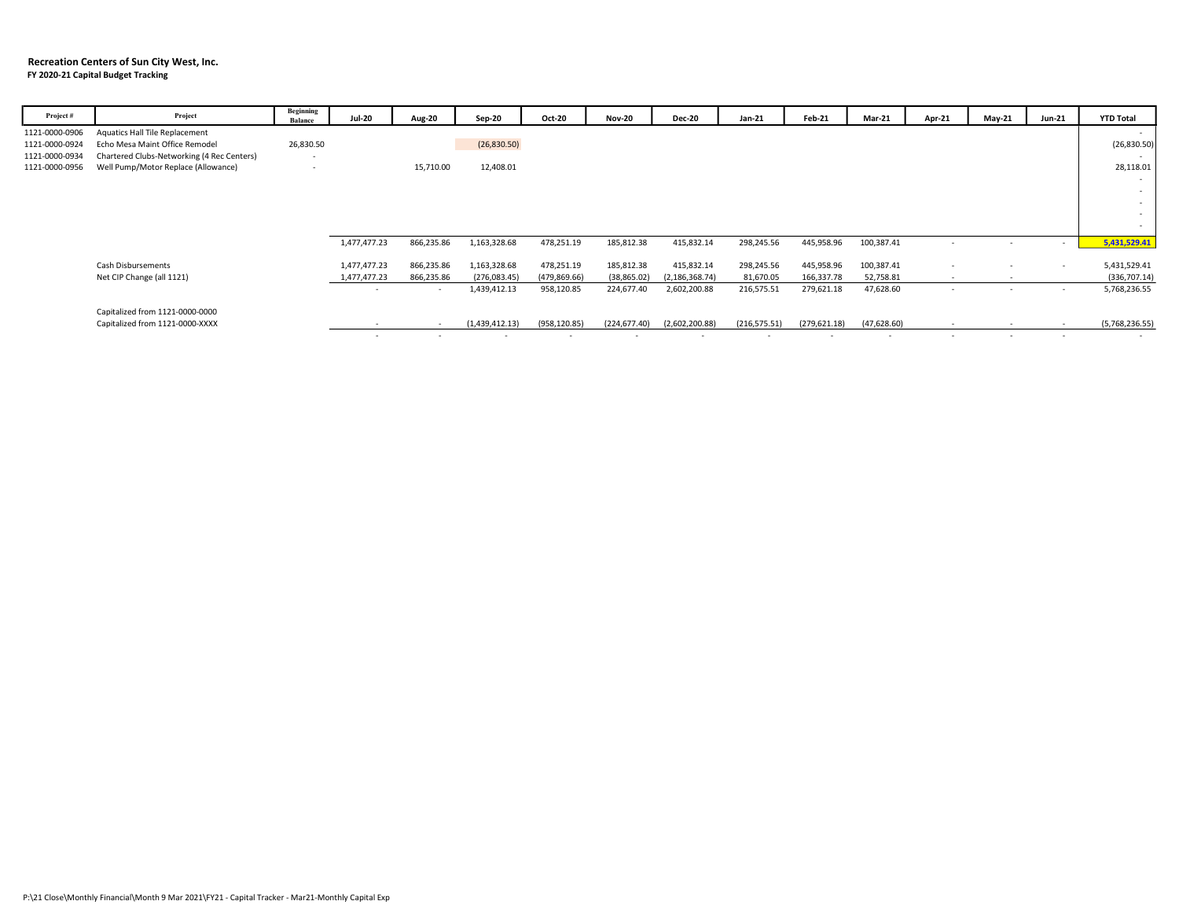**Recreation Centers of Sun City West, Inc.**
**FY 2020-21 Capital Budget Tracking**

| Project # | Project | Beginning Balance | Jul-20 | Aug-20 | Sep-20 | Oct-20 | Nov-20 | Dec-20 | Jan-21 | Feb-21 | Mar-21 | Apr-21 | May-21 | Jun-21 | YTD Total |
|---|---|---|---|---|---|---|---|---|---|---|---|---|---|---|---|
| 1121-0000-0906 | Aquatics Hall Tile Replacement | | | | | | | | | | | | | | - |
| 1121-0000-0924 | Echo Mesa Maint Office Remodel | 26,830.50 | | | (26,830.50) | | | | | | | | | | (26,830.50) |
| 1121-0000-0934 | Chartered Clubs-Networking (4 Rec Centers) | - | | | | | | | | | | | | | - |
| 1121-0000-0956 | Well Pump/Motor Replace (Allowance) | - | | 15,710.00 | 12,408.01 | | | | | | | | | | 28,118.01 |
| | | | | | | | | | | | | | | | - |
| | | | | | | | | | | | | | | | - |
| | | | | | | | | | | | | | | | - |
| | | | | | | | | | | | | | | | - |
| | | | | | | | | | | | | | | | - |
| | | | 1,477,477.23 | 866,235.86 | 1,163,328.68 | 478,251.19 | 185,812.38 | 415,832.14 | 298,245.56 | 445,958.96 | 100,387.41 | - | - | - | 5,431,529.41 |
| | Cash Disbursements | | 1,477,477.23 | 866,235.86 | 1,163,328.68 | 478,251.19 | 185,812.38 | 415,832.14 | 298,245.56 | 445,958.96 | 100,387.41 | - | - | - | 5,431,529.41 |
| | Net CIP Change (all 1121) | | 1,477,477.23 | 866,235.86 | (276,083.45) | (479,869.66) | (38,865.02) | (2,186,368.74) | 81,670.05 | 166,337.78 | 52,758.81 | - | - | | (336,707.14) |
| | | | - | - | 1,439,412.13 | 958,120.85 | 224,677.40 | 2,602,200.88 | 216,575.51 | 279,621.18 | 47,628.60 | - | - | - | 5,768,236.55 |
| | Capitalized from 1121-0000-0000 | | | | | | | | | | | | | | |
| | Capitalized from 1121-0000-XXXX | | - | - | (1,439,412.13) | (958,120.85) | (224,677.40) | (2,602,200.88) | (216,575.51) | (279,621.18) | (47,628.60) | - | - | - | (5,768,236.55) |
| | | | - | - | - | - | - | - | - | - | - | - | - | - | - |

P:\21 Close\Monthly Financial\Month 9 Mar 2021\FY21 - Capital Tracker - Mar21-Monthly Capital Exp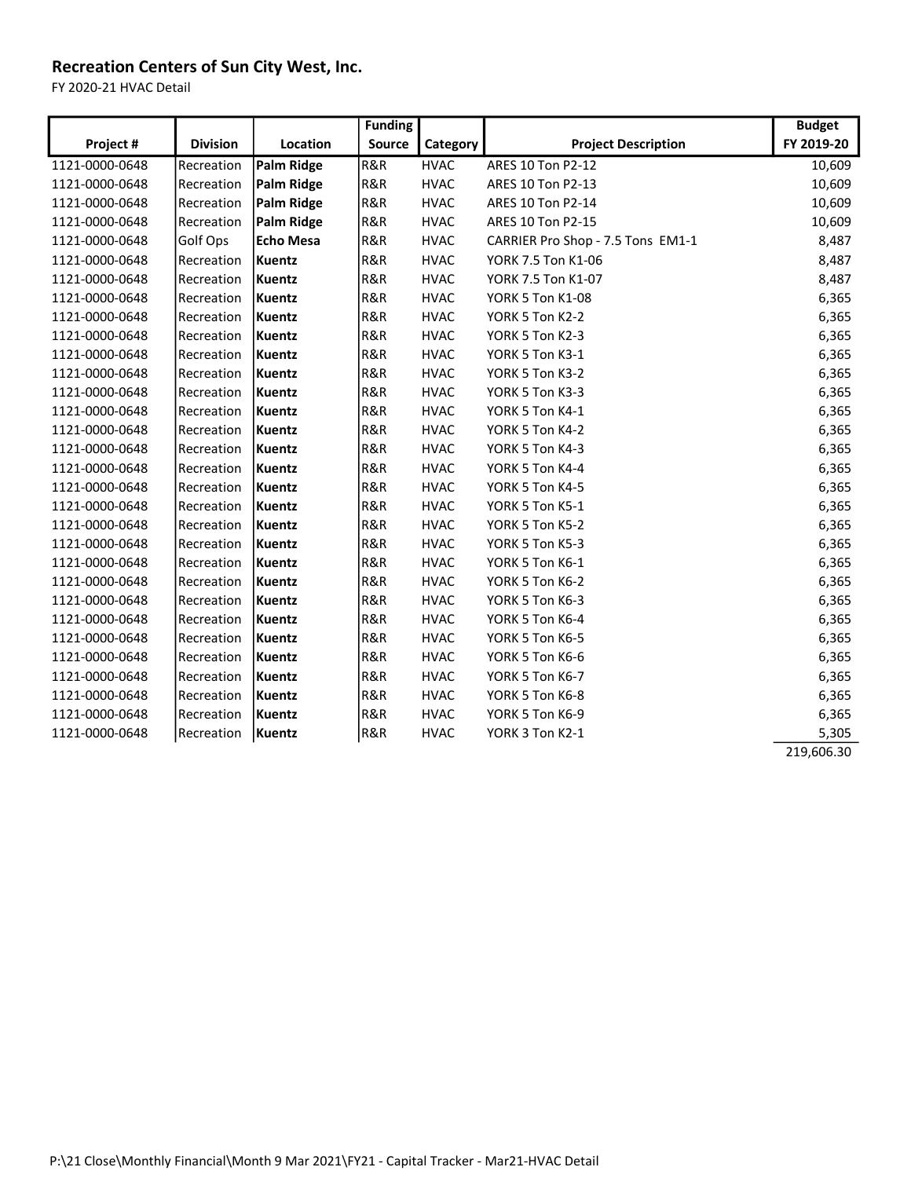**Recreation Centers of Sun City West, Inc.**

FY 2020-21 HVAC Detail

| Project # | Division | Location | Funding Source | Category | Project Description | Budget FY 2019-20 |
|---|---|---|---|---|---|---|
| 1121-0000-0648 | Recreation | **Palm Ridge** | R&R | HVAC | ARES 10 Ton P2-12 | 10,609 |
| 1121-0000-0648 | Recreation | **Palm Ridge** | R&R | HVAC | ARES 10 Ton P2-13 | 10,609 |
| 1121-0000-0648 | Recreation | **Palm Ridge** | R&R | HVAC | ARES 10 Ton P2-14 | 10,609 |
| 1121-0000-0648 | Recreation | **Palm Ridge** | R&R | HVAC | ARES 10 Ton P2-15 | 10,609 |
| 1121-0000-0648 | Golf Ops | **Echo Mesa** | R&R | HVAC | CARRIER Pro Shop - 7.5 Tons EM1-1 | 8,487 |
| 1121-0000-0648 | Recreation | **Kuentz** | R&R | HVAC | YORK 7.5 Ton K1-06 | 8,487 |
| 1121-0000-0648 | Recreation | **Kuentz** | R&R | HVAC | YORK 7.5 Ton K1-07 | 8,487 |
| 1121-0000-0648 | Recreation | **Kuentz** | R&R | HVAC | YORK 5 Ton K1-08 | 6,365 |
| 1121-0000-0648 | Recreation | **Kuentz** | R&R | HVAC | YORK 5 Ton K2-2 | 6,365 |
| 1121-0000-0648 | Recreation | **Kuentz** | R&R | HVAC | YORK 5 Ton K2-3 | 6,365 |
| 1121-0000-0648 | Recreation | **Kuentz** | R&R | HVAC | YORK 5 Ton K3-1 | 6,365 |
| 1121-0000-0648 | Recreation | **Kuentz** | R&R | HVAC | YORK 5 Ton K3-2 | 6,365 |
| 1121-0000-0648 | Recreation | **Kuentz** | R&R | HVAC | YORK 5 Ton K3-3 | 6,365 |
| 1121-0000-0648 | Recreation | **Kuentz** | R&R | HVAC | YORK 5 Ton K4-1 | 6,365 |
| 1121-0000-0648 | Recreation | **Kuentz** | R&R | HVAC | YORK 5 Ton K4-2 | 6,365 |
| 1121-0000-0648 | Recreation | **Kuentz** | R&R | HVAC | YORK 5 Ton K4-3 | 6,365 |
| 1121-0000-0648 | Recreation | **Kuentz** | R&R | HVAC | YORK 5 Ton K4-4 | 6,365 |
| 1121-0000-0648 | Recreation | **Kuentz** | R&R | HVAC | YORK 5 Ton K4-5 | 6,365 |
| 1121-0000-0648 | Recreation | **Kuentz** | R&R | HVAC | YORK 5 Ton K5-1 | 6,365 |
| 1121-0000-0648 | Recreation | **Kuentz** | R&R | HVAC | YORK 5 Ton K5-2 | 6,365 |
| 1121-0000-0648 | Recreation | **Kuentz** | R&R | HVAC | YORK 5 Ton K5-3 | 6,365 |
| 1121-0000-0648 | Recreation | **Kuentz** | R&R | HVAC | YORK 5 Ton K6-1 | 6,365 |
| 1121-0000-0648 | Recreation | **Kuentz** | R&R | HVAC | YORK 5 Ton K6-2 | 6,365 |
| 1121-0000-0648 | Recreation | **Kuentz** | R&R | HVAC | YORK 5 Ton K6-3 | 6,365 |
| 1121-0000-0648 | Recreation | **Kuentz** | R&R | HVAC | YORK 5 Ton K6-4 | 6,365 |
| 1121-0000-0648 | Recreation | **Kuentz** | R&R | HVAC | YORK 5 Ton K6-5 | 6,365 |
| 1121-0000-0648 | Recreation | **Kuentz** | R&R | HVAC | YORK 5 Ton K6-6 | 6,365 |
| 1121-0000-0648 | Recreation | **Kuentz** | R&R | HVAC | YORK 5 Ton K6-7 | 6,365 |
| 1121-0000-0648 | Recreation | **Kuentz** | R&R | HVAC | YORK 5 Ton K6-8 | 6,365 |
| 1121-0000-0648 | Recreation | **Kuentz** | R&R | HVAC | YORK 5 Ton K6-9 | 6,365 |
| 1121-0000-0648 | Recreation | **Kuentz** | R&R | HVAC | YORK 3 Ton K2-1 | 5,305 |
| | | | | | | 219,606.30 |

P:\21 Close\Monthly Financial\Month 9 Mar 2021\FY21 - Capital Tracker - Mar21-HVAC Detail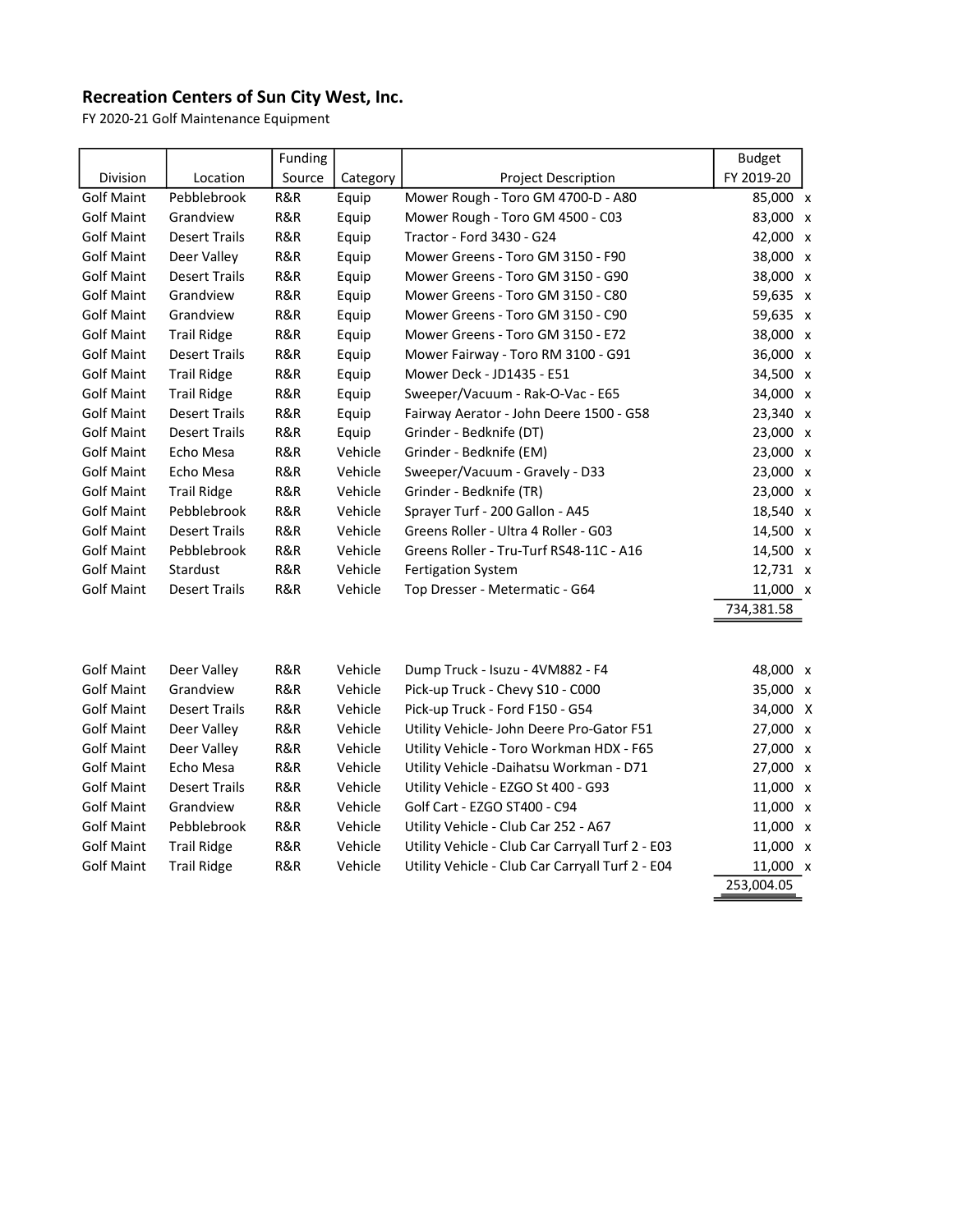**Recreation Centers of Sun City West, Inc.**

FY 2020-21 Golf Maintenance Equipment

| Division | Location | Funding Source | Category | Project Description | Budget FY 2019-20 | |
|---|---|---|---|---|---|---|
| Golf Maint | Pebblebrook | R&R | Equip | Mower Rough - Toro GM 4700-D - A80 | 85,000 | x |
| Golf Maint | Grandview | R&R | Equip | Mower Rough - Toro GM 4500 - C03 | 83,000 | x |
| Golf Maint | Desert Trails | R&R | Equip | Tractor - Ford 3430 - G24 | 42,000 | x |
| Golf Maint | Deer Valley | R&R | Equip | Mower Greens - Toro GM 3150 - F90 | 38,000 | x |
| Golf Maint | Desert Trails | R&R | Equip | Mower Greens - Toro GM 3150 - G90 | 38,000 | x |
| Golf Maint | Grandview | R&R | Equip | Mower Greens - Toro GM 3150 - C80 | 59,635 | x |
| Golf Maint | Grandview | R&R | Equip | Mower Greens - Toro GM 3150 - C90 | 59,635 | x |
| Golf Maint | Trail Ridge | R&R | Equip | Mower Greens - Toro GM 3150 - E72 | 38,000 | x |
| Golf Maint | Desert Trails | R&R | Equip | Mower Fairway - Toro RM 3100 - G91 | 36,000 | x |
| Golf Maint | Trail Ridge | R&R | Equip | Mower Deck - JD1435 - E51 | 34,500 | x |
| Golf Maint | Trail Ridge | R&R | Equip | Sweeper/Vacuum - Rak-O-Vac - E65 | 34,000 | x |
| Golf Maint | Desert Trails | R&R | Equip | Fairway Aerator - John Deere 1500 - G58 | 23,340 | x |
| Golf Maint | Desert Trails | R&R | Equip | Grinder - Bedknife (DT) | 23,000 | x |
| Golf Maint | Echo Mesa | R&R | Vehicle | Grinder - Bedknife (EM) | 23,000 | x |
| Golf Maint | Echo Mesa | R&R | Vehicle | Sweeper/Vacuum - Gravely - D33 | 23,000 | x |
| Golf Maint | Trail Ridge | R&R | Vehicle | Grinder - Bedknife (TR) | 23,000 | x |
| Golf Maint | Pebblebrook | R&R | Vehicle | Sprayer Turf - 200 Gallon - A45 | 18,540 | x |
| Golf Maint | Desert Trails | R&R | Vehicle | Greens Roller - Ultra 4 Roller - G03 | 14,500 | x |
| Golf Maint | Pebblebrook | R&R | Vehicle | Greens Roller - Tru-Turf RS48-11C - A16 | 14,500 | x |
| Golf Maint | Stardust | R&R | Vehicle | Fertigation System | 12,731 | x |
| Golf Maint | Desert Trails | R&R | Vehicle | Top Dresser - Metermatic - G64 | 11,000 | x |
| | | | | | 734,381.58 | |
| | | | | | | |
| Golf Maint | Deer Valley | R&R | Vehicle | Dump Truck - Isuzu - 4VM882 - F4 | 48,000 | x |
| Golf Maint | Grandview | R&R | Vehicle | Pick-up Truck - Chevy S10 - C000 | 35,000 | x |
| Golf Maint | Desert Trails | R&R | Vehicle | Pick-up Truck - Ford F150 - G54 | 34,000 | X |
| Golf Maint | Deer Valley | R&R | Vehicle | Utility Vehicle- John Deere Pro-Gator F51 | 27,000 | x |
| Golf Maint | Deer Valley | R&R | Vehicle | Utility Vehicle - Toro Workman HDX - F65 | 27,000 | x |
| Golf Maint | Echo Mesa | R&R | Vehicle | Utility Vehicle -Daihatsu Workman - D71 | 27,000 | x |
| Golf Maint | Desert Trails | R&R | Vehicle | Utility Vehicle - EZGO St 400 - G93 | 11,000 | x |
| Golf Maint | Grandview | R&R | Vehicle | Golf Cart - EZGO ST400 - C94 | 11,000 | x |
| Golf Maint | Pebblebrook | R&R | Vehicle | Utility Vehicle - Club Car 252 - A67 | 11,000 | x |
| Golf Maint | Trail Ridge | R&R | Vehicle | Utility Vehicle - Club Car Carryall Turf 2 - E03 | 11,000 | x |
| Golf Maint | Trail Ridge | R&R | Vehicle | Utility Vehicle - Club Car Carryall Turf 2 - E04 | 11,000 | x |
| | | | | | 253,004.05 | |